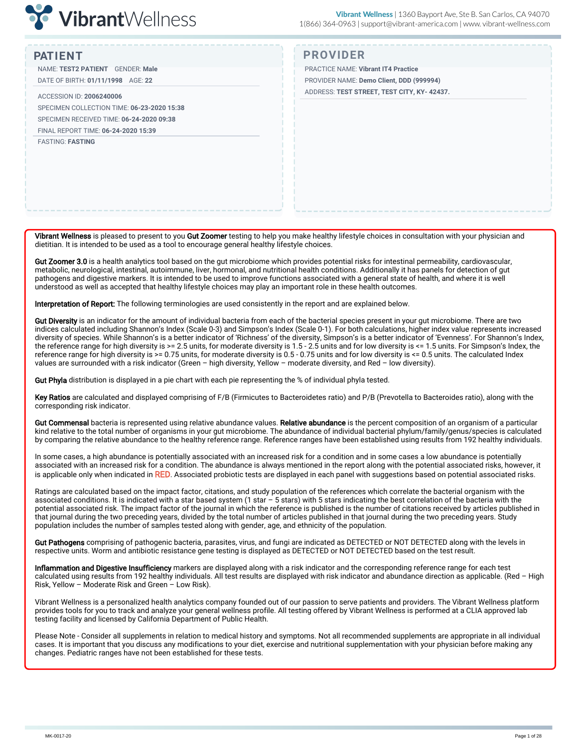# VibrantWellness

**Vibrant Wellness** | 1360 Bayport Ave, Ste B. San Carlos, CA 94070
1(866) 364-0963 | support@vibrant-america.com | www. vibrant-wellness.com

## PATIENT

NAME: **TEST2 PATIENT** GENDER: **Male**
DATE OF BIRTH: **01/11/1998** AGE: **22**

ACCESSION ID: **2006240006**
SPECIMEN COLLECTION TIME: **06-23-2020 15:38**
SPECIMEN RECEIVED TIME: **06-24-2020 09:38**
FINAL REPORT TIME: **06-24-2020 15:39**
FASTING: **FASTING**

## PROVIDER

PRACTICE NAME: **Vibrant IT4 Practice**
PROVIDER NAME: **Demo Client, DDD (999994)**
ADDRESS: **TEST STREET, TEST CITY, KY- 42437.**

**Vibrant Wellness** is pleased to present to you **Gut Zoomer** testing to help you make healthy lifestyle choices in consultation with your physician and dietitian. It is intended to be used as a tool to encourage general healthy lifestyle choices.

**Gut Zoomer 3.0** is a health analytics tool based on the gut microbiome which provides potential risks for intestinal permeability, cardiovascular, metabolic, neurological, intestinal, autoimmune, liver, hormonal, and nutritional health conditions. Additionally it has panels for detection of gut pathogens and digestive markers. It is intended to be used to improve functions associated with a general state of health, and where it is well understood as well as accepted that healthy lifestyle choices may play an important role in these health outcomes.

**Interpretation of Report:** The following terminologies are used consistently in the report and are explained below.

**Gut Diversity** is an indicator for the amount of individual bacteria from each of the bacterial species present in your gut microbiome. There are two indices calculated including Shannon's Index (Scale 0-3) and Simpson's Index (Scale 0-1). For both calculations, higher index value represents increased diversity of species. While Shannon's is a better indicator of 'Richness' of the diversity, Simpson's is a better indicator of 'Evenness'. For Shannon's Index, the reference range for high diversity is >= 2.5 units, for moderate diversity is 1.5 - 2.5 units and for low diversity is <= 1.5 units. For Simpson's Index, the reference range for high diversity is >= 0.75 units, for moderate diversity is 0.5 - 0.75 units and for low diversity is <= 0.5 units. The calculated Index values are surrounded with a risk indicator (Green – high diversity, Yellow – moderate diversity, and Red – low diversity).

**Gut Phyla** distribution is displayed in a pie chart with each pie representing the % of individual phyla tested.

**Key Ratios** are calculated and displayed comprising of F/B (Firmicutes to Bacteroidetes ratio) and P/B (Prevotella to Bacteroides ratio), along with the corresponding risk indicator.

**Gut Commensal** bacteria is represented using relative abundance values. **Relative abundance** is the percent composition of an organism of a particular kind relative to the total number of organisms in your gut microbiome. The abundance of individual bacterial phylum/family/genus/species is calculated by comparing the relative abundance to the healthy reference range. Reference ranges have been established using results from 192 healthy individuals.

In some cases, a high abundance is potentially associated with an increased risk for a condition and in some cases a low abundance is potentially associated with an increased risk for a condition. The abundance is always mentioned in the report along with the potential associated risks, however, it is applicable only when indicated in RED. Associated probiotic tests are displayed in each panel with suggestions based on potential associated risks.

Ratings are calculated based on the impact factor, citations, and study population of the references which correlate the bacterial organism with the associated conditions. It is indicated with a star based system (1 star – 5 stars) with 5 stars indicating the best correlation of the bacteria with the potential associated risk. The impact factor of the journal in which the reference is published is the number of citations received by articles published in that journal during the two preceding years, divided by the total number of articles published in that journal during the two preceding years. Study population includes the number of samples tested along with gender, age, and ethnicity of the population.

**Gut Pathogens** comprising of pathogenic bacteria, parasites, virus, and fungi are indicated as DETECTED or NOT DETECTED along with the levels in respective units. Worm and antibiotic resistance gene testing is displayed as DETECTED or NOT DETECTED based on the test result.

**Inflammation and Digestive Insufficiency** markers are displayed along with a risk indicator and the corresponding reference range for each test calculated using results from 192 healthy individuals. All test results are displayed with risk indicator and abundance direction as applicable. (Red – High Risk, Yellow – Moderate Risk and Green – Low Risk).

Vibrant Wellness is a personalized health analytics company founded out of our passion to serve patients and providers. The Vibrant Wellness platform provides tools for you to track and analyze your general wellness profile. All testing offered by Vibrant Wellness is performed at a CLIA approved lab testing facility and licensed by California Department of Public Health.

Please Note - Consider all supplements in relation to medical history and symptoms. Not all recommended supplements are appropriate in all individual cases. It is important that you discuss any modifications to your diet, exercise and nutritional supplementation with your physician before making any changes. Pediatric ranges have not been established for these tests.

MK-0017-20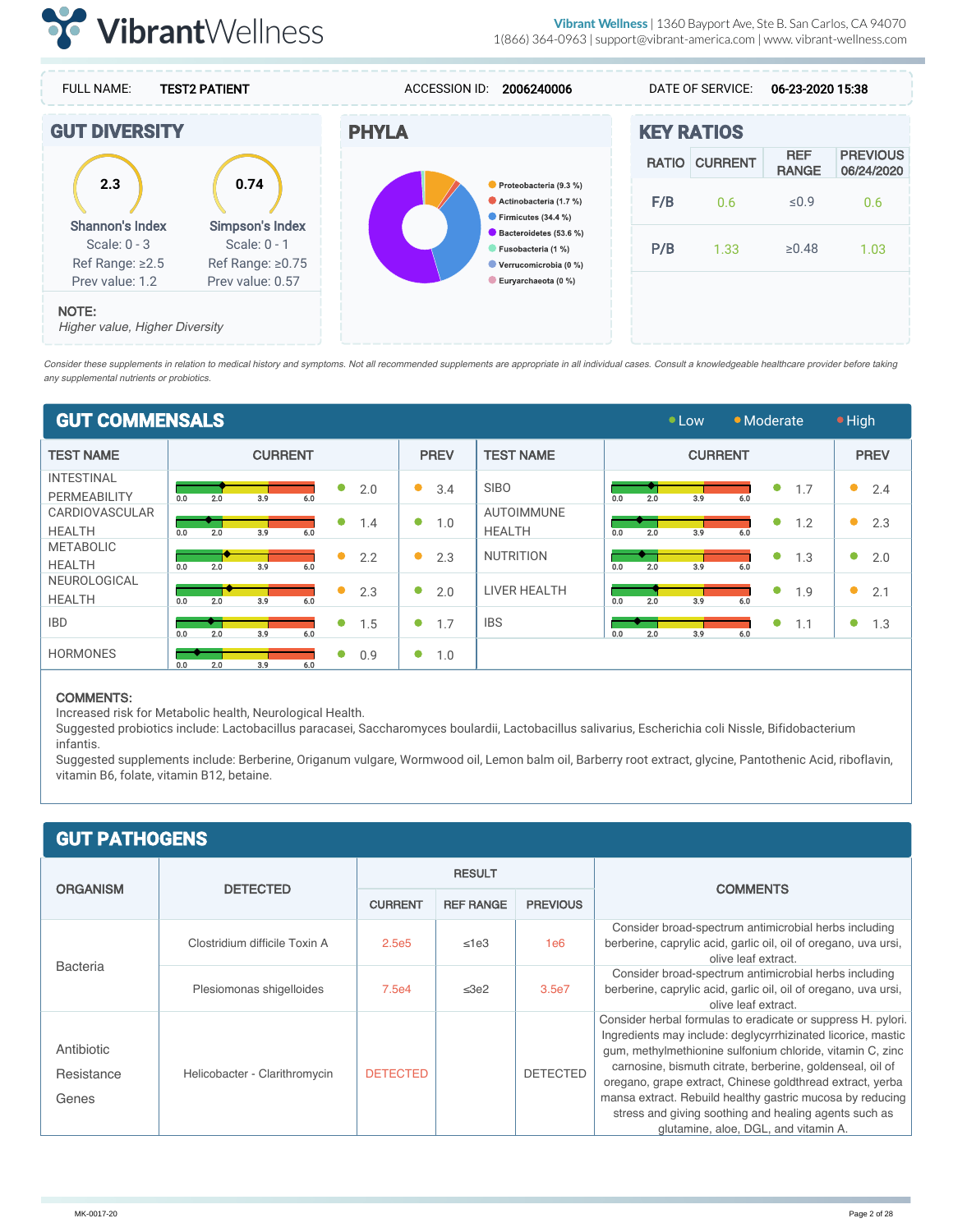**Vibrant Wellness** | 1360 Bayport Ave, Ste B. San Carlos, CA 94070
1(866) 364-0963 | support@vibrant-america.com | www. vibrant-wellness.com

| | | | | | |
|---|---|---|---|---|---|
| FULL NAME: | TEST2 PATIENT | ACCESSION ID: | 2006240006 | DATE OF SERVICE: | 06-23-2020 15:38 |

## GUT DIVERSITY

**2.3**
Shannon's Index
Scale: 0 - 3
Ref Range: ≥2.5
Prev value: 1.2

**0.74**
Simpson's Index
Scale: 0 - 1
Ref Range: ≥0.75
Prev value: 0.57

NOTE:
*Higher value, Higher Diversity*

## PHYLA

Proteobacteria (9.3 %)
Actinobacteria (1.7 %)
Firmicutes (34.4 %)
Bacteroidetes (53.6 %)
Fusobacteria (1 %)
Verrucomicrobia (0 %)
Euryarchaeota (0 %)

## KEY RATIOS

| RATIO | CURRENT | REF RANGE | PREVIOUS 06/24/2020 |
|---|---|---|---|
| F/B | 0.6 | ≤0.9 | 0.6 |
| P/B | 1.33 | ≥0.48 | 1.03 |

*Consider these supplements in relation to medical history and symptoms. Not all recommended supplements are appropriate in all individual cases. Consult a knowledgeable healthcare provider before taking any supplemental nutrients or probiotics.*

## GUT COMMENSALS

Low | Moderate | High

Scale: 0.0 – 2.0 – 3.9 – 6.0

| TEST NAME | CURRENT | PREV | TEST NAME | CURRENT | PREV |
|---|---|---|---|---|---|
| INTESTINAL PERMEABILITY | 2.0 | 3.4 | SIBO | 1.7 | 2.4 |
| CARDIOVASCULAR HEALTH | 1.4 | 1.0 | AUTOIMMUNE HEALTH | 1.2 | 2.3 |
| METABOLIC HEALTH | 2.2 | 2.3 | NUTRITION | 1.3 | 2.0 |
| NEUROLOGICAL HEALTH | 2.3 | 2.0 | LIVER HEALTH | 1.9 | 2.1 |
| IBD | 1.5 | 1.7 | IBS | 1.1 | 1.3 |
| HORMONES | 0.9 | 1.0 | | | |

**COMMENTS:**
Increased risk for Metabolic health, Neurological Health.
Suggested probiotics include: Lactobacillus paracasei, Saccharomyces boulardii, Lactobacillus salivarius, Escherichia coli Nissle, Bifidobacterium infantis.
Suggested supplements include: Berberine, Origanum vulgare, Wormwood oil, Lemon balm oil, Barberry root extract, glycine, Pantothenic Acid, riboflavin, vitamin B6, folate, vitamin B12, betaine.

## GUT PATHOGENS

| ORGANISM | DETECTED | RESULT | | | COMMENTS |
|---|---|---|---|---|---|
| | | CURRENT | REF RANGE | PREVIOUS | |
| Bacteria | Clostridium difficile Toxin A | 2.5e5 | ≤1e3 | 1e6 | Consider broad-spectrum antimicrobial herbs including berberine, caprylic acid, garlic oil, oil of oregano, uva ursi, olive leaf extract. |
| | Plesiomonas shigelloides | 7.5e4 | ≤3e2 | 3.5e7 | Consider broad-spectrum antimicrobial herbs including berberine, caprylic acid, garlic oil, oil of oregano, uva ursi, olive leaf extract. |
| Antibiotic Resistance Genes | Helicobacter - Clarithromycin | DETECTED | | DETECTED | Consider herbal formulas to eradicate or suppress H. pylori. Ingredients may include: deglycyrrhizinated licorice, mastic gum, methylmethionine sulfonium chloride, vitamin C, zinc carnosine, bismuth citrate, berberine, goldenseal, oil of oregano, grape extract, Chinese goldthread extract, yerba mansa extract. Rebuild healthy gastric mucosa by reducing stress and giving soothing and healing agents such as glutamine, aloe, DGL, and vitamin A. |

MK-0017-20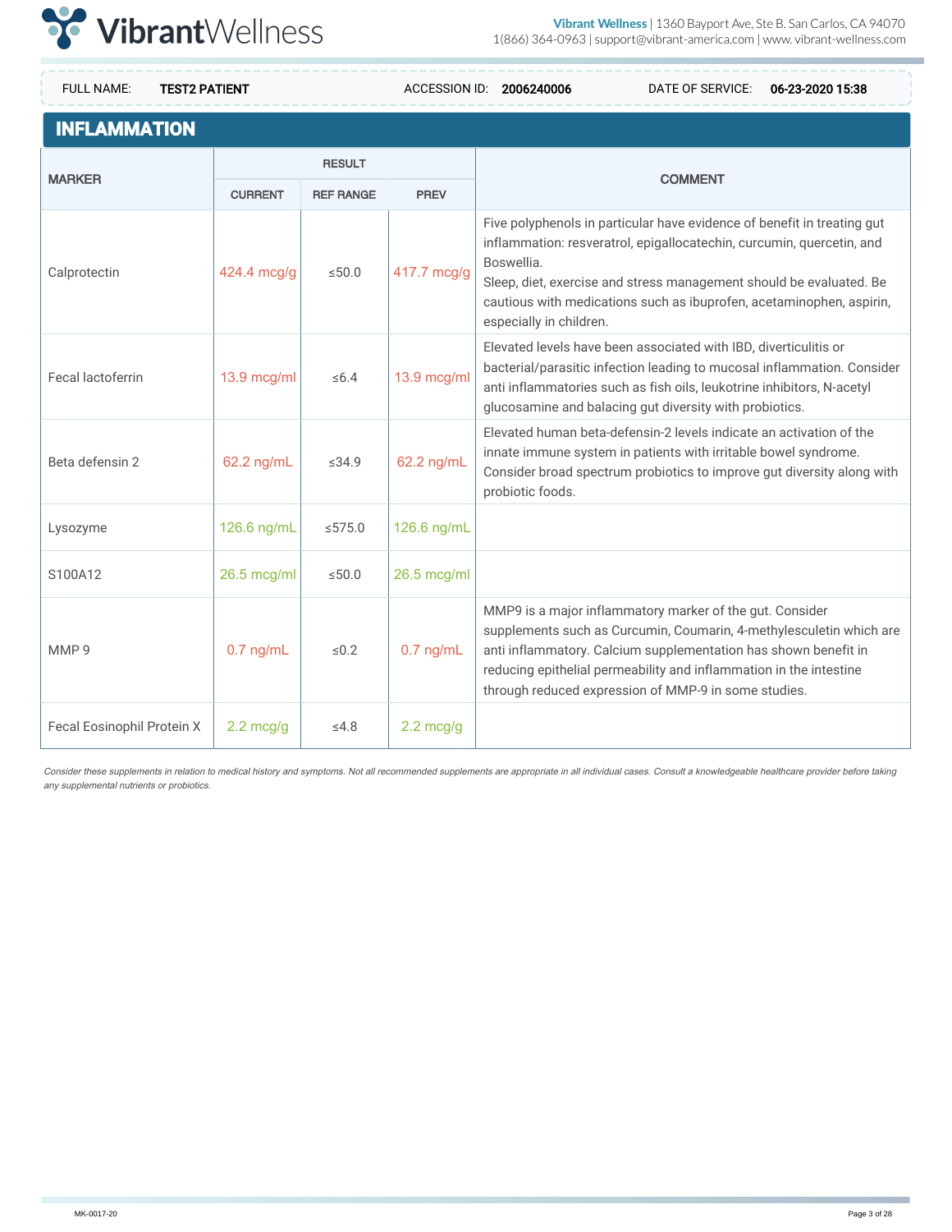FULL NAME: **TEST2 PATIENT** ACCESSION ID: **2006240006** DATE OF SERVICE: **06-23-2020 15:38**

## INFLAMMATION

| MARKER | RESULT | | | COMMENT |
|---|---|---|---|---|
| | CURRENT | REF RANGE | PREV | |
| Calprotectin | 424.4 mcg/g | ≤50.0 | 417.7 mcg/g | Five polyphenols in particular have evidence of benefit in treating gut inflammation: resveratrol, epigallocatechin, curcumin, quercetin, and Boswellia.<br>Sleep, diet, exercise and stress management should be evaluated. Be cautious with medications such as ibuprofen, acetaminophen, aspirin, especially in children. |
| Fecal lactoferrin | 13.9 mcg/ml | ≤6.4 | 13.9 mcg/ml | Elevated levels have been associated with IBD, diverticulitis or bacterial/parasitic infection leading to mucosal inflammation. Consider anti inflammatories such as fish oils, leukotrine inhibitors, N-acetyl glucosamine and balacing gut diversity with probiotics. |
| Beta defensin 2 | 62.2 ng/mL | ≤34.9 | 62.2 ng/mL | Elevated human beta-defensin-2 levels indicate an activation of the innate immune system in patients with irritable bowel syndrome. Consider broad spectrum probiotics to improve gut diversity along with probiotic foods. |
| Lysozyme | 126.6 ng/mL | ≤575.0 | 126.6 ng/mL | |
| S100A12 | 26.5 mcg/ml | ≤50.0 | 26.5 mcg/ml | |
| MMP 9 | 0.7 ng/mL | ≤0.2 | 0.7 ng/mL | MMP9 is a major inflammatory marker of the gut. Consider supplements such as Curcumin, Coumarin, 4-methylesculetin which are anti inflammatory. Calcium supplementation has shown benefit in reducing epithelial permeability and inflammation in the intestine through reduced expression of MMP-9 in some studies. |
| Fecal Eosinophil Protein X | 2.2 mcg/g | ≤4.8 | 2.2 mcg/g | |

*Consider these supplements in relation to medical history and symptoms. Not all recommended supplements are appropriate in all individual cases. Consult a knowledgeable healthcare provider before taking any supplemental nutrients or probiotics.*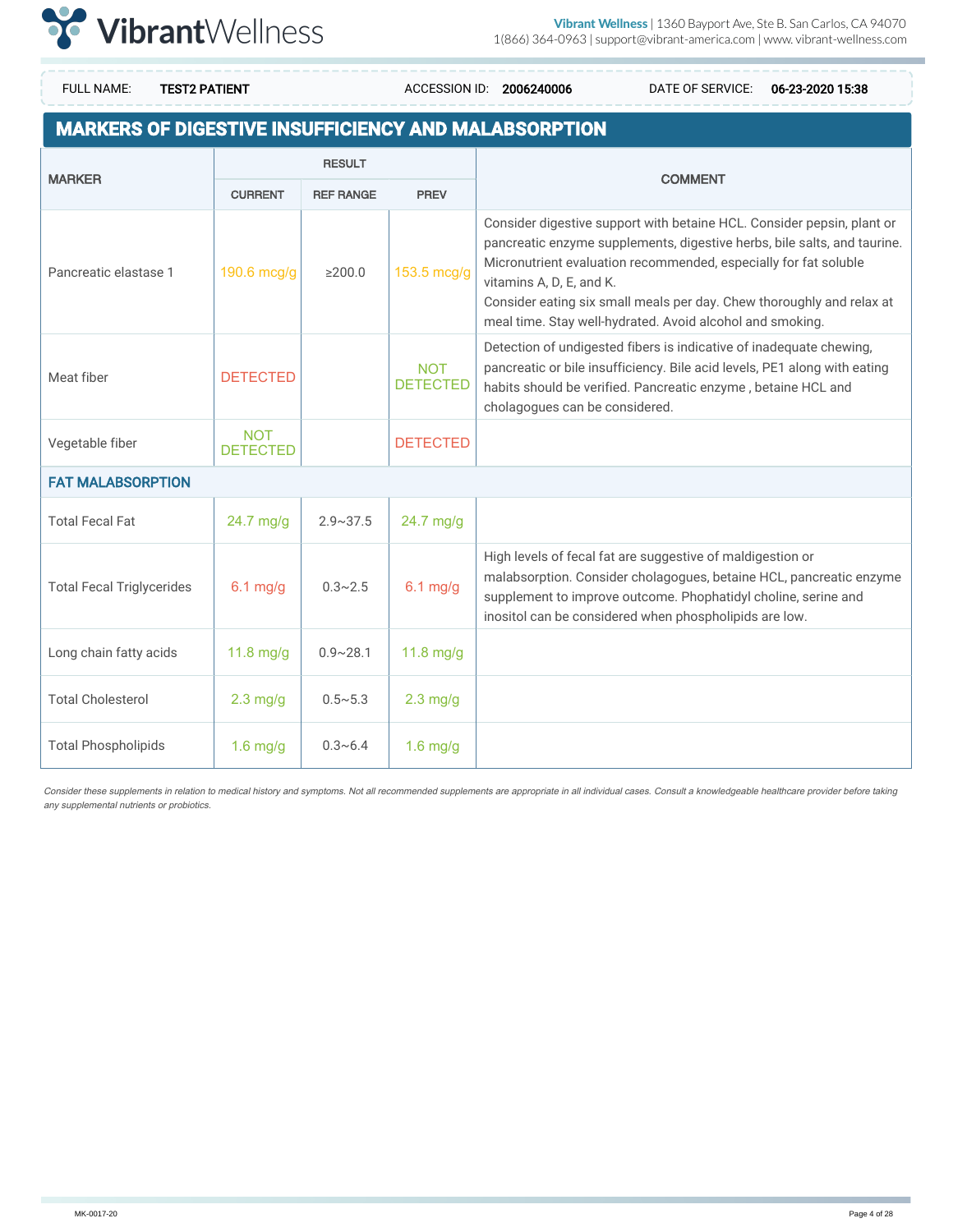FULL NAME: **TEST2 PATIENT** ACCESSION ID: **2006240006** DATE OF SERVICE: **06-23-2020 15:38**

## MARKERS OF DIGESTIVE INSUFFICIENCY AND MALABSORPTION

| MARKER | RESULT | | | COMMENT |
|---|---|---|---|---|
| | CURRENT | REF RANGE | PREV | |
| Pancreatic elastase 1 | 190.6 mcg/g | ≥200.0 | 153.5 mcg/g | Consider digestive support with betaine HCL. Consider pepsin, plant or pancreatic enzyme supplements, digestive herbs, bile salts, and taurine. Micronutrient evaluation recommended, especially for fat soluble vitamins A, D, E, and K. Consider eating six small meals per day. Chew thoroughly and relax at meal time. Stay well-hydrated. Avoid alcohol and smoking. |
| Meat fiber | DETECTED | | NOT DETECTED | Detection of undigested fibers is indicative of inadequate chewing, pancreatic or bile insufficiency. Bile acid levels, PE1 along with eating habits should be verified. Pancreatic enzyme , betaine HCL and cholagogues can be considered. |
| Vegetable fiber | NOT DETECTED | | DETECTED | |
| **FAT MALABSORPTION** | | | | |
| Total Fecal Fat | 24.7 mg/g | 2.9~37.5 | 24.7 mg/g | |
| Total Fecal Triglycerides | 6.1 mg/g | 0.3~2.5 | 6.1 mg/g | High levels of fecal fat are suggestive of maldigestion or malabsorption. Consider cholagogues, betaine HCL, pancreatic enzyme supplement to improve outcome. Phophatidyl choline, serine and inositol can be considered when phospholipids are low. |
| Long chain fatty acids | 11.8 mg/g | 0.9~28.1 | 11.8 mg/g | |
| Total Cholesterol | 2.3 mg/g | 0.5~5.3 | 2.3 mg/g | |
| Total Phospholipids | 1.6 mg/g | 0.3~6.4 | 1.6 mg/g | |

*Consider these supplements in relation to medical history and symptoms. Not all recommended supplements are appropriate in all individual cases. Consult a knowledgeable healthcare provider before taking any supplemental nutrients or probiotics.*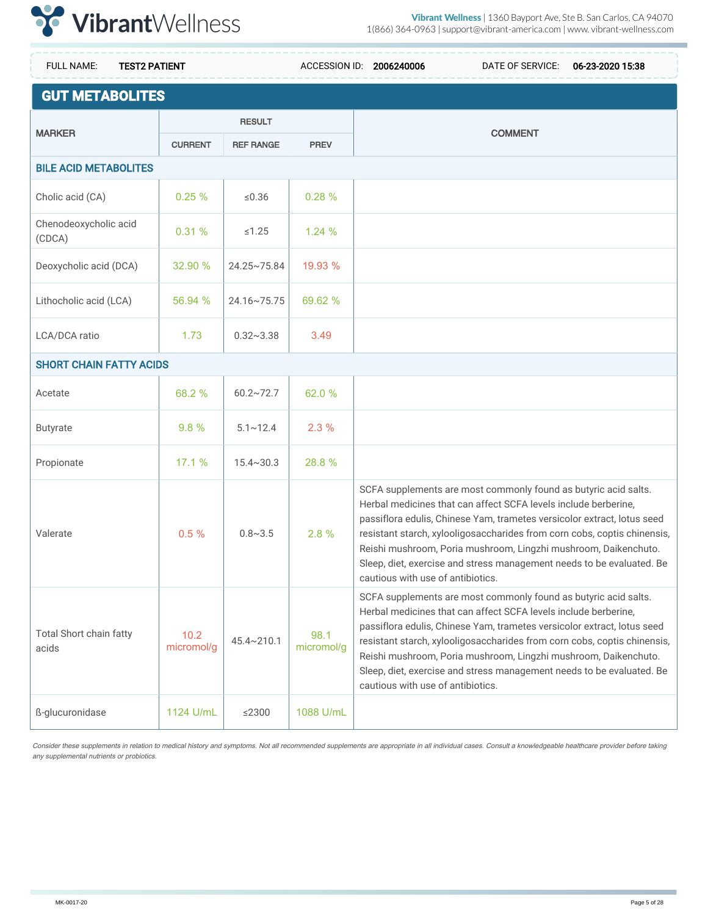FULL NAME: **TEST2 PATIENT** ACCESSION ID: **2006240006** DATE OF SERVICE: **06-23-2020 15:38**

## GUT METABOLITES

| MARKER | RESULT | | | COMMENT |
|---|---|---|---|---|
| | CURRENT | REF RANGE | PREV | |
| **BILE ACID METABOLITES** | | | | |
| Cholic acid (CA) | 0.25 % | ≤0.36 | 0.28 % | |
| Chenodeoxycholic acid (CDCA) | 0.31 % | ≤1.25 | 1.24 % | |
| Deoxycholic acid (DCA) | 32.90 % | 24.25~75.84 | 19.93 % | |
| Lithocholic acid (LCA) | 56.94 % | 24.16~75.75 | 69.62 % | |
| LCA/DCA ratio | 1.73 | 0.32~3.38 | 3.49 | |
| **SHORT CHAIN FATTY ACIDS** | | | | |
| Acetate | 68.2 % | 60.2~72.7 | 62.0 % | |
| Butyrate | 9.8 % | 5.1~12.4 | 2.3 % | |
| Propionate | 17.1 % | 15.4~30.3 | 28.8 % | |
| Valerate | 0.5 % | 0.8~3.5 | 2.8 % | SCFA supplements are most commonly found as butyric acid salts. Herbal medicines that can affect SCFA levels include berberine, passiflora edulis, Chinese Yam, trametes versicolor extract, lotus seed resistant starch, xylooligosaccharides from corn cobs, coptis chinensis, Reishi mushroom, Poria mushroom, Lingzhi mushroom, Daikenchuto. Sleep, diet, exercise and stress management needs to be evaluated. Be cautious with use of antibiotics. |
| Total Short chain fatty acids | 10.2 micromol/g | 45.4~210.1 | 98.1 micromol/g | SCFA supplements are most commonly found as butyric acid salts. Herbal medicines that can affect SCFA levels include berberine, passiflora edulis, Chinese Yam, trametes versicolor extract, lotus seed resistant starch, xylooligosaccharides from corn cobs, coptis chinensis, Reishi mushroom, Poria mushroom, Lingzhi mushroom, Daikenchuto. Sleep, diet, exercise and stress management needs to be evaluated. Be cautious with use of antibiotics. |
| ß-glucuronidase | 1124 U/mL | ≤2300 | 1088 U/mL | |

*Consider these supplements in relation to medical history and symptoms. Not all recommended supplements are appropriate in all individual cases. Consult a knowledgeable healthcare provider before taking any supplemental nutrients or probiotics.*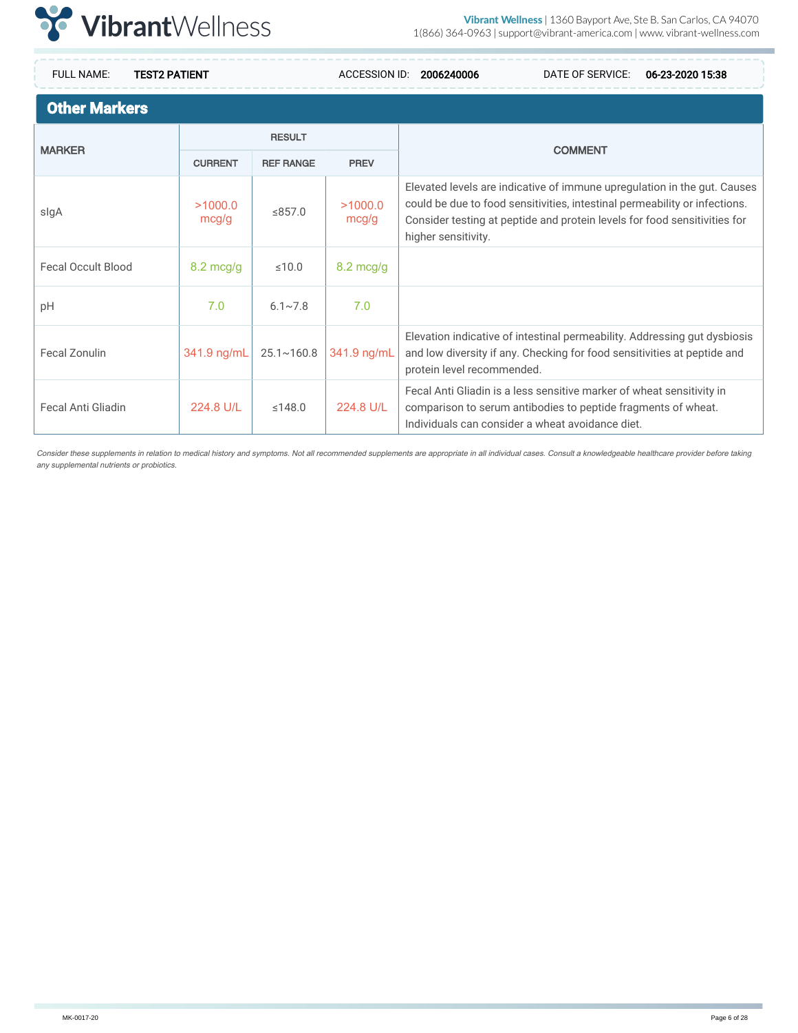FULL NAME: **TEST2 PATIENT** ACCESSION ID: **2006240006** DATE OF SERVICE: **06-23-2020 15:38**

## Other Markers

| MARKER | RESULT | | | COMMENT |
|---|---|---|---|---|
| | CURRENT | REF RANGE | PREV | |
| sIgA | >1000.0 mcg/g | ≤857.0 | >1000.0 mcg/g | Elevated levels are indicative of immune upregulation in the gut. Causes could be due to food sensitivities, intestinal permeability or infections. Consider testing at peptide and protein levels for food sensitivities for higher sensitivity. |
| Fecal Occult Blood | 8.2 mcg/g | ≤10.0 | 8.2 mcg/g | |
| pH | 7.0 | 6.1~7.8 | 7.0 | |
| Fecal Zonulin | 341.9 ng/mL | 25.1~160.8 | 341.9 ng/mL | Elevation indicative of intestinal permeability. Addressing gut dysbiosis and low diversity if any. Checking for food sensitivities at peptide and protein level recommended. |
| Fecal Anti Gliadin | 224.8 U/L | ≤148.0 | 224.8 U/L | Fecal Anti Gliadin is a less sensitive marker of wheat sensitivity in comparison to serum antibodies to peptide fragments of wheat. Individuals can consider a wheat avoidance diet. |

*Consider these supplements in relation to medical history and symptoms. Not all recommended supplements are appropriate in all individual cases. Consult a knowledgeable healthcare provider before taking any supplemental nutrients or probiotics.*

MK-0017-20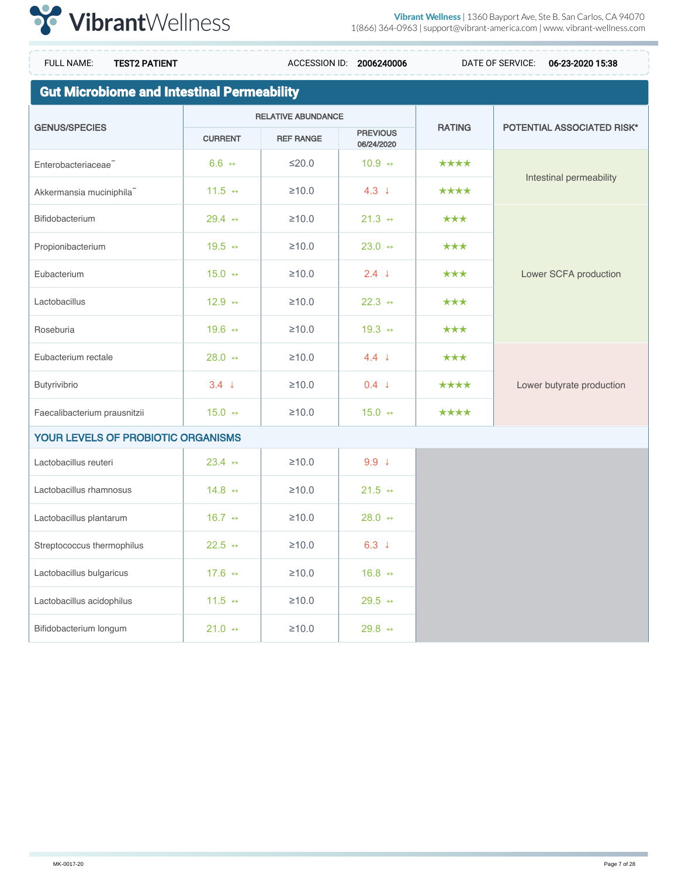FULL NAME: **TEST2 PATIENT** ACCESSION ID: **2006240006** DATE OF SERVICE: **06-23-2020 15:38**

## Gut Microbiome and Intestinal Permeability

| GENUS/SPECIES | RELATIVE ABUNDANCE | | | RATING | POTENTIAL ASSOCIATED RISK* |
|---|---|---|---|---|---|
| | CURRENT | REF RANGE | PREVIOUS 06/24/2020 | | |
| Enterobacteriaceae⁻ | 6.6 ↔ | ≤20.0 | 10.9 ↔ | ★★★★ | Intestinal permeability |
| Akkermansia muciniphila⁻ | 11.5 ↔ | ≥10.0 | 4.3 ↓ | ★★★★ | Intestinal permeability |
| Bifidobacterium | 29.4 ↔ | ≥10.0 | 21.3 ↔ | ★★★ | Lower SCFA production |
| Propionibacterium | 19.5 ↔ | ≥10.0 | 23.0 ↔ | ★★★ | Lower SCFA production |
| Eubacterium | 15.0 ↔ | ≥10.0 | 2.4 ↓ | ★★★ | Lower SCFA production |
| Lactobacillus | 12.9 ↔ | ≥10.0 | 22.3 ↔ | ★★★ | Lower SCFA production |
| Roseburia | 19.6 ↔ | ≥10.0 | 19.3 ↔ | ★★★ | Lower SCFA production |
| Eubacterium rectale | 28.0 ↔ | ≥10.0 | 4.4 ↓ | ★★★ | Lower butyrate production |
| Butyrivibrio | 3.4 ↓ | ≥10.0 | 0.4 ↓ | ★★★★ | Lower butyrate production |
| Faecalibacterium prausnitzii | 15.0 ↔ | ≥10.0 | 15.0 ↔ | ★★★★ | Lower butyrate production |
| **YOUR LEVELS OF PROBIOTIC ORGANISMS** | | | | | |
| Lactobacillus reuteri | 23.4 ↔ | ≥10.0 | 9.9 ↓ | | |
| Lactobacillus rhamnosus | 14.8 ↔ | ≥10.0 | 21.5 ↔ | | |
| Lactobacillus plantarum | 16.7 ↔ | ≥10.0 | 28.0 ↔ | | |
| Streptococcus thermophilus | 22.5 ↔ | ≥10.0 | 6.3 ↓ | | |
| Lactobacillus bulgaricus | 17.6 ↔ | ≥10.0 | 16.8 ↔ | | |
| Lactobacillus acidophilus | 11.5 ↔ | ≥10.0 | 29.5 ↔ | | |
| Bifidobacterium longum | 21.0 ↔ | ≥10.0 | 29.8 ↔ | | |

MK-0017-20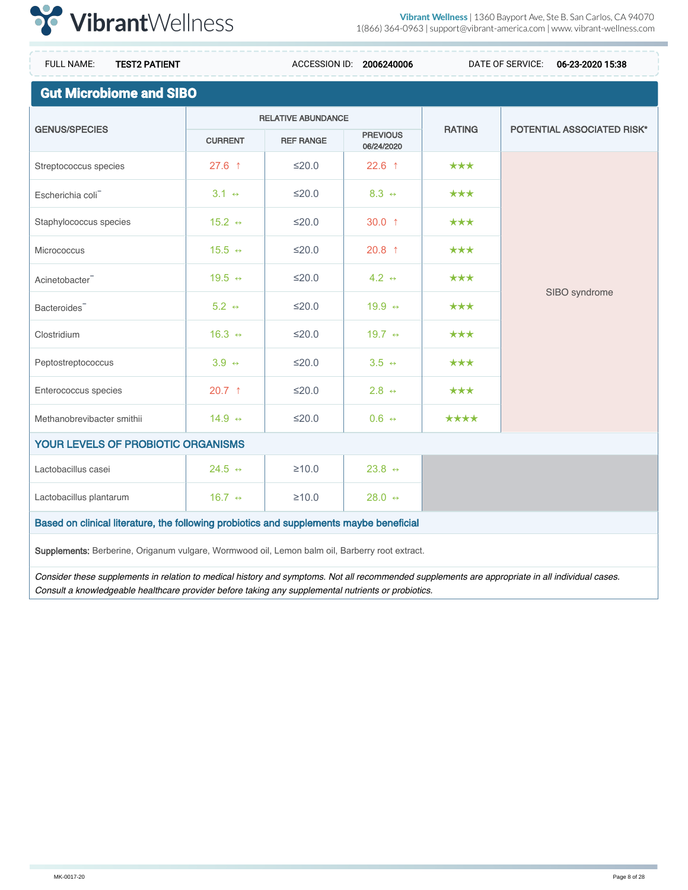FULL NAME: **TEST2 PATIENT** ACCESSION ID: **2006240006** DATE OF SERVICE: **06-23-2020 15:38**

## Gut Microbiome and SIBO

| GENUS/SPECIES | RELATIVE ABUNDANCE | | | RATING | POTENTIAL ASSOCIATED RISK* |
|---|---|---|---|---|---|
| | CURRENT | REF RANGE | PREVIOUS 06/24/2020 | | |
| Streptococcus species | 27.6 ↑ | ≤20.0 | 22.6 ↑ | ★★★ | SIBO syndrome |
| Escherichia coli⁻ | 3.1 ↔ | ≤20.0 | 8.3 ↔ | ★★★ | SIBO syndrome |
| Staphylococcus species | 15.2 ↔ | ≤20.0 | 30.0 ↑ | ★★★ | SIBO syndrome |
| Micrococcus | 15.5 ↔ | ≤20.0 | 20.8 ↑ | ★★★ | SIBO syndrome |
| Acinetobacter⁻ | 19.5 ↔ | ≤20.0 | 4.2 ↔ | ★★★ | SIBO syndrome |
| Bacteroides⁻ | 5.2 ↔ | ≤20.0 | 19.9 ↔ | ★★★ | SIBO syndrome |
| Clostridium | 16.3 ↔ | ≤20.0 | 19.7 ↔ | ★★★ | SIBO syndrome |
| Peptostreptococcus | 3.9 ↔ | ≤20.0 | 3.5 ↔ | ★★★ | SIBO syndrome |
| Enterococcus species | 20.7 ↑ | ≤20.0 | 2.8 ↔ | ★★★ | SIBO syndrome |
| Methanobrevibacter smithii | 14.9 ↔ | ≤20.0 | 0.6 ↔ | ★★★★ | SIBO syndrome |
| **YOUR LEVELS OF PROBIOTIC ORGANISMS** | | | | | |
| Lactobacillus casei | 24.5 ↔ | ≥10.0 | 23.8 ↔ | | |
| Lactobacillus plantarum | 16.7 ↔ | ≥10.0 | 28.0 ↔ | | |

**Based on clinical literature, the following probiotics and supplements maybe beneficial**

**Supplements:** Berberine, Origanum vulgare, Wormwood oil, Lemon balm oil, Barberry root extract.

*Consider these supplements in relation to medical history and symptoms. Not all recommended supplements are appropriate in all individual cases. Consult a knowledgeable healthcare provider before taking any supplemental nutrients or probiotics.*

MK-0017-20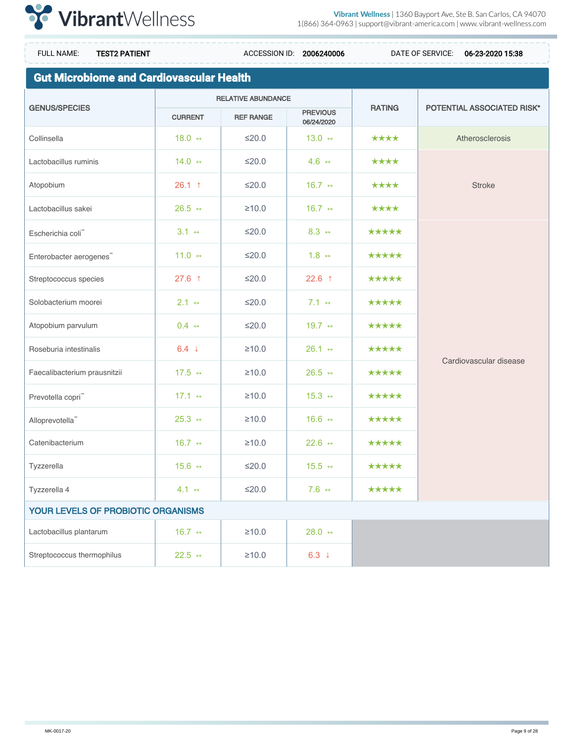FULL NAME: **TEST2 PATIENT** ACCESSION ID: **2006240006** DATE OF SERVICE: **06-23-2020 15:38**

## Gut Microbiome and Cardiovascular Health

| GENUS/SPECIES | RELATIVE ABUNDANCE | | | RATING | POTENTIAL ASSOCIATED RISK* |
|---|---|---|---|---|---|
| | CURRENT | REF RANGE | PREVIOUS 06/24/2020 | | |
| Collinsella | 18.0 ↔ | ≤20.0 | 13.0 ↔ | ★★★★ | Atherosclerosis |
| Lactobacillus ruminis | 14.0 ↔ | ≤20.0 | 4.6 ↔ | ★★★★ | Stroke |
| Atopobium | 26.1 ↑ | ≤20.0 | 16.7 ↔ | ★★★★ | Stroke |
| Lactobacillus sakei | 26.5 ↔ | ≥10.0 | 16.7 ↔ | ★★★★ | Stroke |
| Escherichia coli⁻ | 3.1 ↔ | ≤20.0 | 8.3 ↔ | ★★★★★ | Cardiovascular disease |
| Enterobacter aerogenes⁻ | 11.0 ↔ | ≤20.0 | 1.8 ↔ | ★★★★★ | Cardiovascular disease |
| Streptococcus species | 27.6 ↑ | ≤20.0 | 22.6 ↑ | ★★★★★ | Cardiovascular disease |
| Solobacterium moorei | 2.1 ↔ | ≤20.0 | 7.1 ↔ | ★★★★★ | Cardiovascular disease |
| Atopobium parvulum | 0.4 ↔ | ≤20.0 | 19.7 ↔ | ★★★★★ | Cardiovascular disease |
| Roseburia intestinalis | 6.4 ↓ | ≥10.0 | 26.1 ↔ | ★★★★★ | Cardiovascular disease |
| Faecalibacterium prausnitzii | 17.5 ↔ | ≥10.0 | 26.5 ↔ | ★★★★★ | Cardiovascular disease |
| Prevotella copri⁻ | 17.1 ↔ | ≥10.0 | 15.3 ↔ | ★★★★★ | Cardiovascular disease |
| Alloprevotella⁻ | 25.3 ↔ | ≥10.0 | 16.6 ↔ | ★★★★★ | Cardiovascular disease |
| Catenibacterium | 16.7 ↔ | ≥10.0 | 22.6 ↔ | ★★★★★ | Cardiovascular disease |
| Tyzzerella | 15.6 ↔ | ≤20.0 | 15.5 ↔ | ★★★★★ | Cardiovascular disease |
| Tyzzerella 4 | 4.1 ↔ | ≤20.0 | 7.6 ↔ | ★★★★★ | Cardiovascular disease |
| **YOUR LEVELS OF PROBIOTIC ORGANISMS** | | | | | |
| Lactobacillus plantarum | 16.7 ↔ | ≥10.0 | 28.0 ↔ | | |
| Streptococcus thermophilus | 22.5 ↔ | ≥10.0 | 6.3 ↓ | | |

MK-0017-20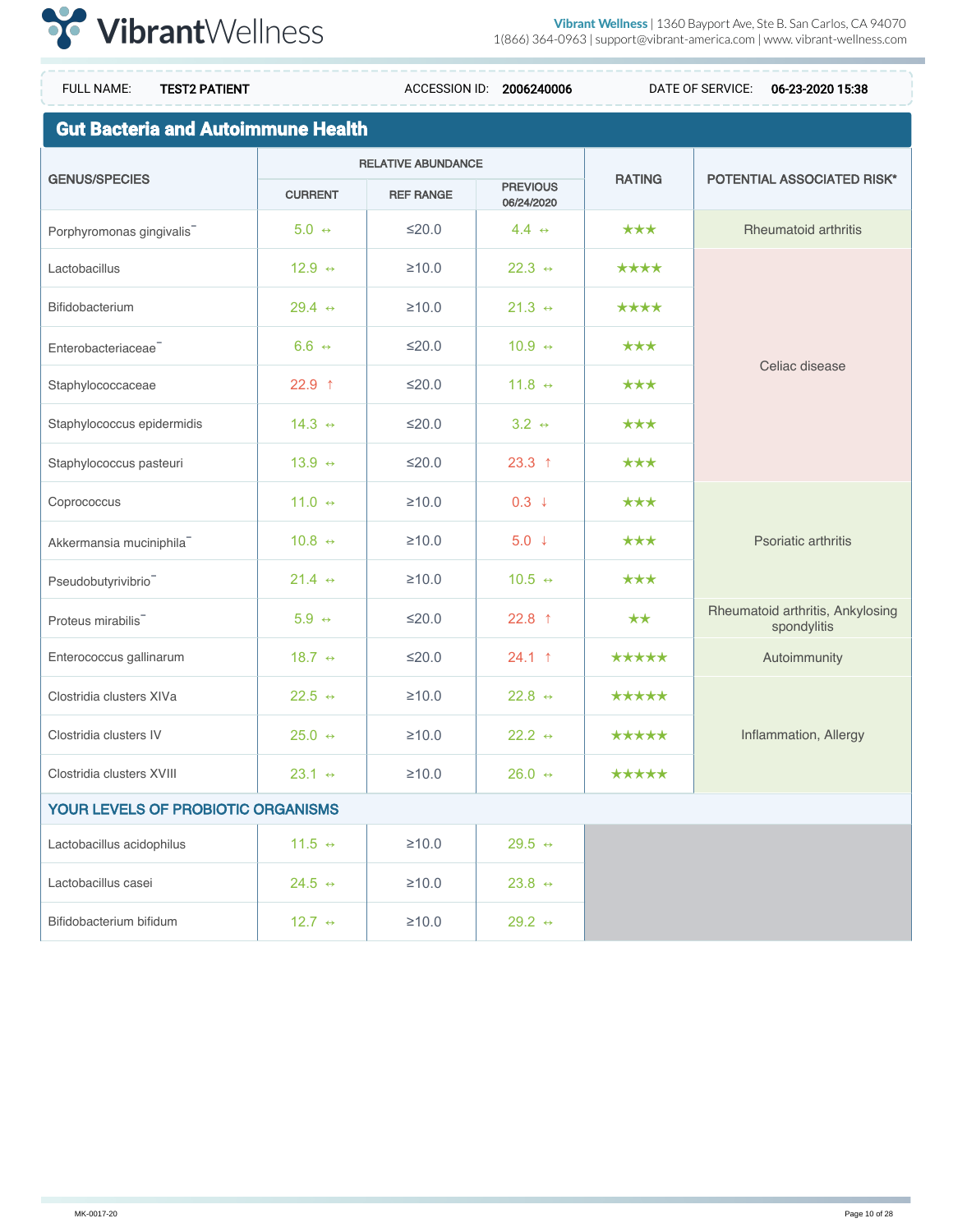FULL NAME: **TEST2 PATIENT** ACCESSION ID: **2006240006** DATE OF SERVICE: **06-23-2020 15:38**

## Gut Bacteria and Autoimmune Health

| GENUS/SPECIES | RELATIVE ABUNDANCE | | | RATING | POTENTIAL ASSOCIATED RISK* |
|---|---|---|---|---|---|
| | CURRENT | REF RANGE | PREVIOUS 06/24/2020 | | |
| Porphyromonas gingivalis⁻ | 5.0 ↔ | ≤20.0 | 4.4 ↔ | ★★★ | Rheumatoid arthritis |
| Lactobacillus | 12.9 ↔ | ≥10.0 | 22.3 ↔ | ★★★★ | Celiac disease |
| Bifidobacterium | 29.4 ↔ | ≥10.0 | 21.3 ↔ | ★★★★ | Celiac disease |
| Enterobacteriaceae⁻ | 6.6 ↔ | ≤20.0 | 10.9 ↔ | ★★★ | Celiac disease |
| Staphylococcaceae | 22.9 ↑ | ≤20.0 | 11.8 ↔ | ★★★ | Celiac disease |
| Staphylococcus epidermidis | 14.3 ↔ | ≤20.0 | 3.2 ↔ | ★★★ | Celiac disease |
| Staphylococcus pasteuri | 13.9 ↔ | ≤20.0 | 23.3 ↑ | ★★★ | Celiac disease |
| Coprococcus | 11.0 ↔ | ≥10.0 | 0.3 ↓ | ★★★ | Psoriatic arthritis |
| Akkermansia muciniphila⁻ | 10.8 ↔ | ≥10.0 | 5.0 ↓ | ★★★ | Psoriatic arthritis |
| Pseudobutyrivibrio⁻ | 21.4 ↔ | ≥10.0 | 10.5 ↔ | ★★★ | Psoriatic arthritis |
| Proteus mirabilis⁻ | 5.9 ↔ | ≤20.0 | 22.8 ↑ | ★★ | Rheumatoid arthritis, Ankylosing spondylitis |
| Enterococcus gallinarum | 18.7 ↔ | ≤20.0 | 24.1 ↑ | ★★★★★ | Autoimmunity |
| Clostridia clusters XIVa | 22.5 ↔ | ≥10.0 | 22.8 ↔ | ★★★★★ | Inflammation, Allergy |
| Clostridia clusters IV | 25.0 ↔ | ≥10.0 | 22.2 ↔ | ★★★★★ | Inflammation, Allergy |
| Clostridia clusters XVIII | 23.1 ↔ | ≥10.0 | 26.0 ↔ | ★★★★★ | Inflammation, Allergy |
| **YOUR LEVELS OF PROBIOTIC ORGANISMS** | | | | | |
| Lactobacillus acidophilus | 11.5 ↔ | ≥10.0 | 29.5 ↔ | | |
| Lactobacillus casei | 24.5 ↔ | ≥10.0 | 23.8 ↔ | | |
| Bifidobacterium bifidum | 12.7 ↔ | ≥10.0 | 29.2 ↔ | | |

MK-0017-20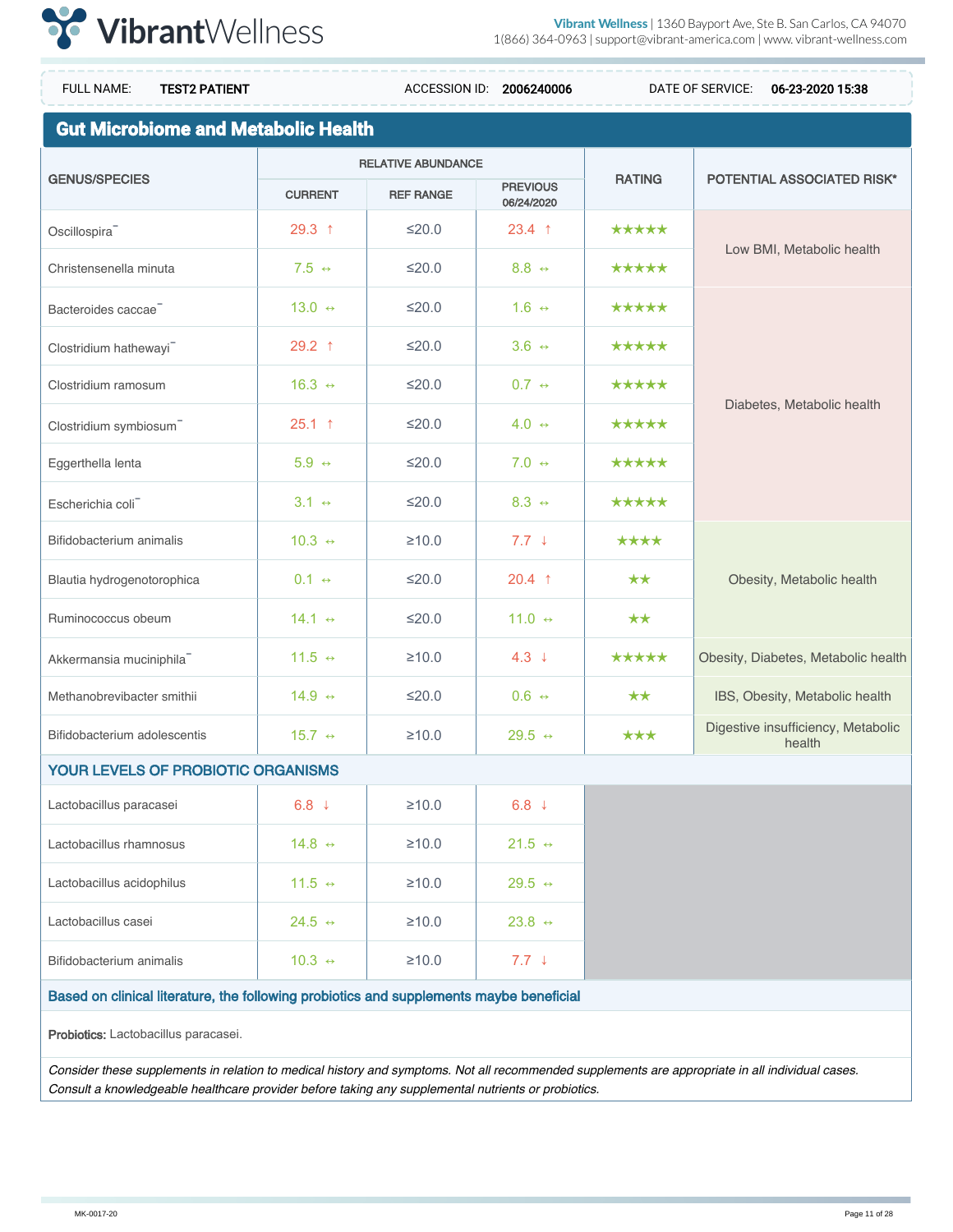| FULL NAME: | TEST2 PATIENT | ACCESSION ID: | 2006240006 | DATE OF SERVICE: | 06-23-2020 15:38 |
|---|---|---|---|---|---|

## Gut Microbiome and Metabolic Health

| GENUS/SPECIES | RELATIVE ABUNDANCE | | | RATING | POTENTIAL ASSOCIATED RISK* |
|---|---|---|---|---|---|
| | CURRENT | REF RANGE | PREVIOUS 06/24/2020 | | |
| Oscillospira⁻ | 29.3 ↑ | ≤20.0 | 23.4 ↑ | ★★★★★ | Low BMI, Metabolic health |
| Christensenella minuta | 7.5 ↔ | ≤20.0 | 8.8 ↔ | ★★★★★ | Low BMI, Metabolic health |
| Bacteroides caccae⁻ | 13.0 ↔ | ≤20.0 | 1.6 ↔ | ★★★★★ | Diabetes, Metabolic health |
| Clostridium hathewayi⁻ | 29.2 ↑ | ≤20.0 | 3.6 ↔ | ★★★★★ | Diabetes, Metabolic health |
| Clostridium ramosum | 16.3 ↔ | ≤20.0 | 0.7 ↔ | ★★★★★ | Diabetes, Metabolic health |
| Clostridium symbiosum⁻ | 25.1 ↑ | ≤20.0 | 4.0 ↔ | ★★★★★ | Diabetes, Metabolic health |
| Eggerthella lenta | 5.9 ↔ | ≤20.0 | 7.0 ↔ | ★★★★★ | Diabetes, Metabolic health |
| Escherichia coli⁻ | 3.1 ↔ | ≤20.0 | 8.3 ↔ | ★★★★★ | Diabetes, Metabolic health |
| Bifidobacterium animalis | 10.3 ↔ | ≥10.0 | 7.7 ↓ | ★★★★ | Obesity, Metabolic health |
| Blautia hydrogenotorophica | 0.1 ↔ | ≤20.0 | 20.4 ↑ | ★★ | Obesity, Metabolic health |
| Ruminococcus obeum | 14.1 ↔ | ≤20.0 | 11.0 ↔ | ★★ | Obesity, Metabolic health |
| Akkermansia muciniphila⁻ | 11.5 ↔ | ≥10.0 | 4.3 ↓ | ★★★★★ | Obesity, Diabetes, Metabolic health |
| Methanobrevibacter smithii | 14.9 ↔ | ≤20.0 | 0.6 ↔ | ★★ | IBS, Obesity, Metabolic health |
| Bifidobacterium adolescentis | 15.7 ↔ | ≥10.0 | 29.5 ↔ | ★★★ | Digestive insufficiency, Metabolic health |
| **YOUR LEVELS OF PROBIOTIC ORGANISMS** | | | | | |
| Lactobacillus paracasei | 6.8 ↓ | ≥10.0 | 6.8 ↓ | | |
| Lactobacillus rhamnosus | 14.8 ↔ | ≥10.0 | 21.5 ↔ | | |
| Lactobacillus acidophilus | 11.5 ↔ | ≥10.0 | 29.5 ↔ | | |
| Lactobacillus casei | 24.5 ↔ | ≥10.0 | 23.8 ↔ | | |
| Bifidobacterium animalis | 10.3 ↔ | ≥10.0 | 7.7 ↓ | | |

**Based on clinical literature, the following probiotics and supplements maybe beneficial**

**Probiotics:** Lactobacillus paracasei.

*Consider these supplements in relation to medical history and symptoms. Not all recommended supplements are appropriate in all individual cases. Consult a knowledgeable healthcare provider before taking any supplemental nutrients or probiotics.*

MK-0017-20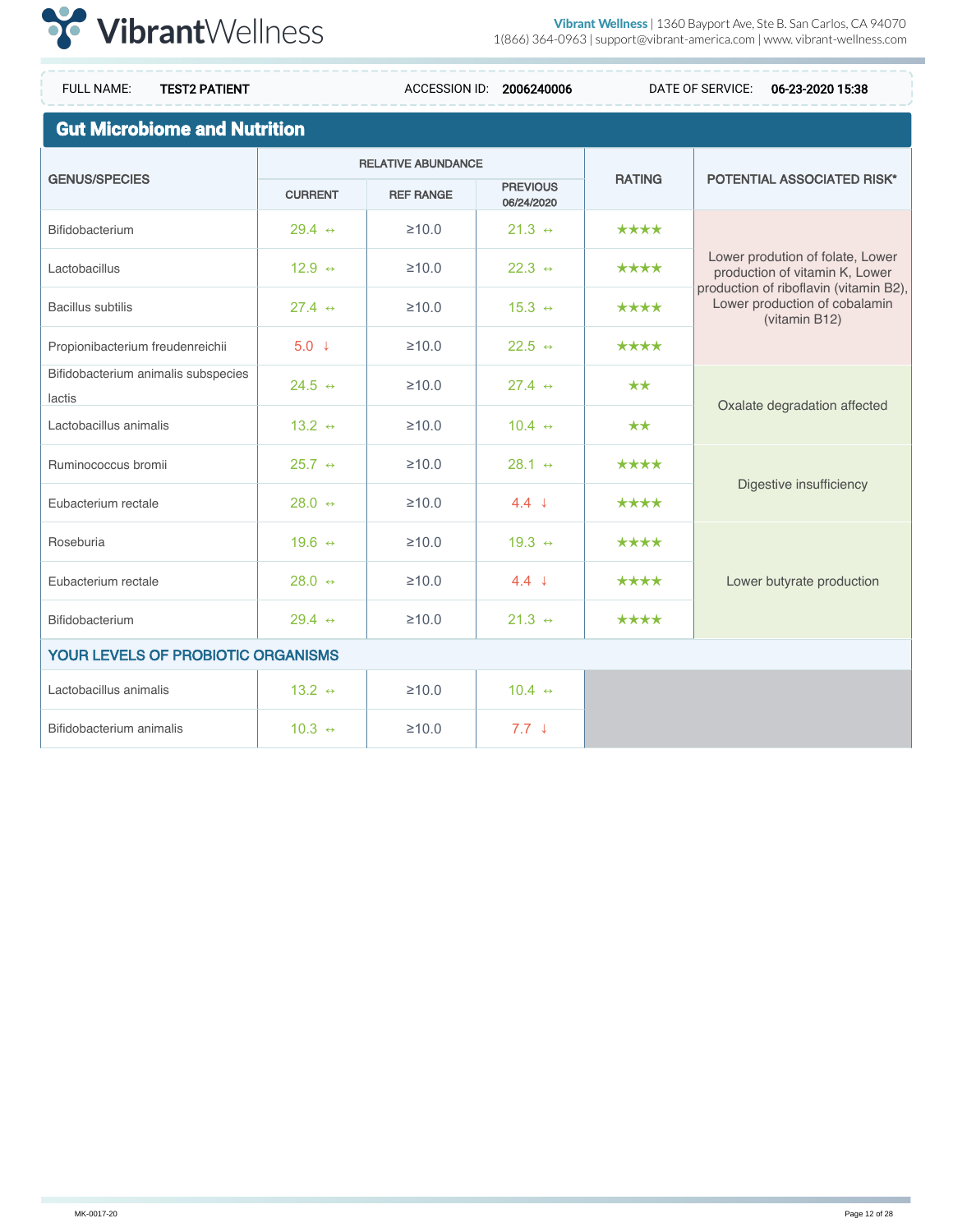FULL NAME: **TEST2 PATIENT** ACCESSION ID: **2006240006** DATE OF SERVICE: **06-23-2020 15:38**

## Gut Microbiome and Nutrition

| GENUS/SPECIES | RELATIVE ABUNDANCE | | | RATING | POTENTIAL ASSOCIATED RISK* |
|---|---|---|---|---|---|
| | CURRENT | REF RANGE | PREVIOUS 06/24/2020 | | |
| Bifidobacterium | 29.4 ↔ | ≥10.0 | 21.3 ↔ | ★★★★ | Lower prodution of folate, Lower production of vitamin K, Lower production of riboflavin (vitamin B2), Lower production of cobalamin (vitamin B12) |
| Lactobacillus | 12.9 ↔ | ≥10.0 | 22.3 ↔ | ★★★★ | |
| Bacillus subtilis | 27.4 ↔ | ≥10.0 | 15.3 ↔ | ★★★★ | |
| Propionibacterium freudenreichii | 5.0 ↓ | ≥10.0 | 22.5 ↔ | ★★★★ | |
| Bifidobacterium animalis subspecies lactis | 24.5 ↔ | ≥10.0 | 27.4 ↔ | ★★ | Oxalate degradation affected |
| Lactobacillus animalis | 13.2 ↔ | ≥10.0 | 10.4 ↔ | ★★ | |
| Ruminococcus bromii | 25.7 ↔ | ≥10.0 | 28.1 ↔ | ★★★★ | Digestive insufficiency |
| Eubacterium rectale | 28.0 ↔ | ≥10.0 | 4.4 ↓ | ★★★★ | |
| Roseburia | 19.6 ↔ | ≥10.0 | 19.3 ↔ | ★★★★ | Lower butyrate production |
| Eubacterium rectale | 28.0 ↔ | ≥10.0 | 4.4 ↓ | ★★★★ | |
| Bifidobacterium | 29.4 ↔ | ≥10.0 | 21.3 ↔ | ★★★★ | |
| **YOUR LEVELS OF PROBIOTIC ORGANISMS** | | | | | |
| Lactobacillus animalis | 13.2 ↔ | ≥10.0 | 10.4 ↔ | | |
| Bifidobacterium animalis | 10.3 ↔ | ≥10.0 | 7.7 ↓ | | |

MK-0017-20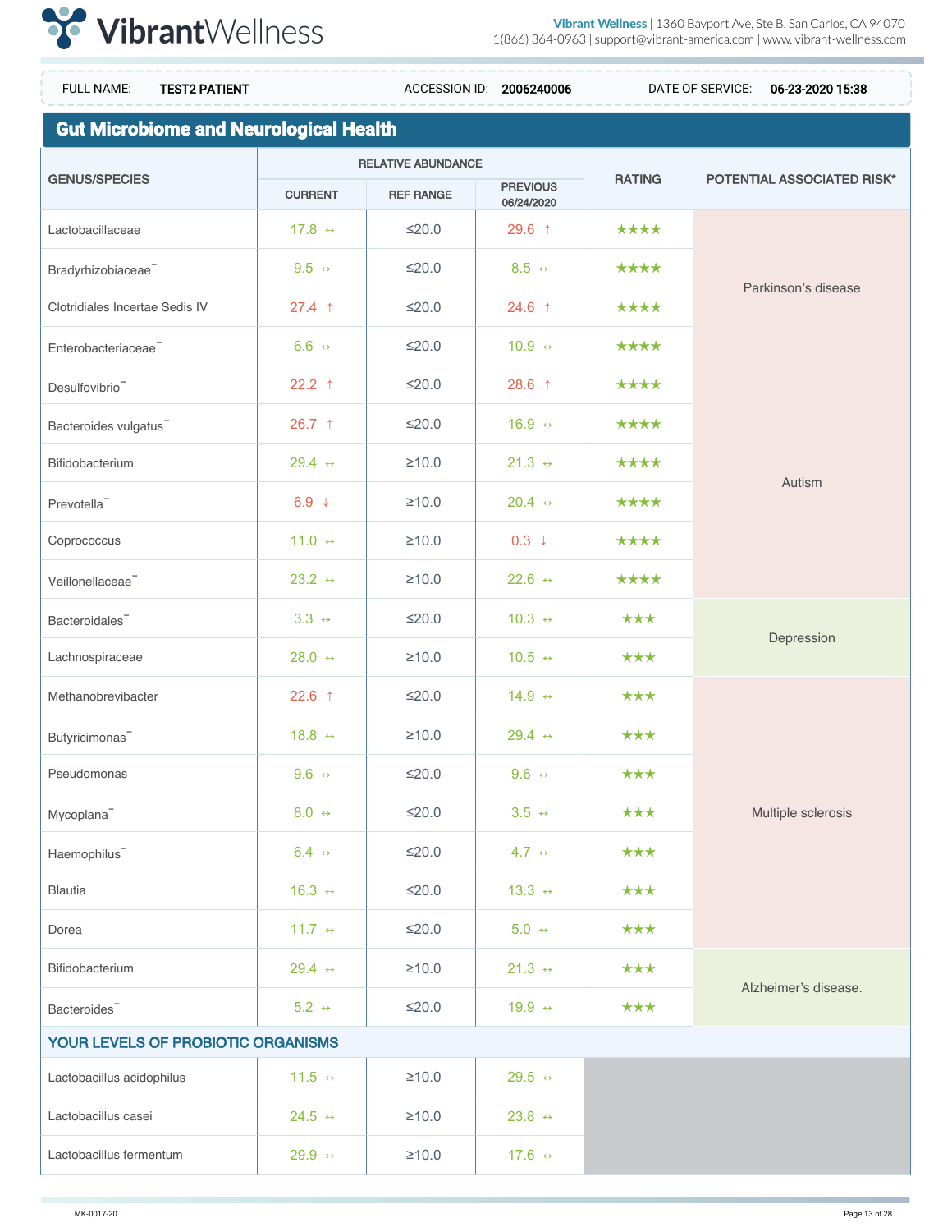Vibrant Wellness | 1360 Bayport Ave, Ste B. San Carlos, CA 94070
1(866) 364-0963 | support@vibrant-america.com | www. vibrant-wellness.com

| FULL NAME: | TEST2 PATIENT | ACCESSION ID: | 2006240006 | DATE OF SERVICE: | 06-23-2020 15:38 |
|---|---|---|---|---|---|

## Gut Microbiome and Neurological Health

| GENUS/SPECIES | RELATIVE ABUNDANCE | | | RATING | POTENTIAL ASSOCIATED RISK* |
|---|---|---|---|---|---|
| | CURRENT | REF RANGE | PREVIOUS 06/24/2020 | | |
| Lactobacillaceae | 17.8 ↔ | ≤20.0 | 29.6 ↑ | ★★★★ | Parkinson's disease |
| Bradyrhizobiaceae⁻ | 9.5 ↔ | ≤20.0 | 8.5 ↔ | ★★★★ | Parkinson's disease |
| Clotridiales Incertae Sedis IV | 27.4 ↑ | ≤20.0 | 24.6 ↑ | ★★★★ | Parkinson's disease |
| Enterobacteriaceae⁻ | 6.6 ↔ | ≤20.0 | 10.9 ↔ | ★★★★ | Parkinson's disease |
| Desulfovibrio⁻ | 22.2 ↑ | ≤20.0 | 28.6 ↑ | ★★★★ | Autism |
| Bacteroides vulgatus⁻ | 26.7 ↑ | ≤20.0 | 16.9 ↔ | ★★★★ | Autism |
| Bifidobacterium | 29.4 ↔ | ≥10.0 | 21.3 ↔ | ★★★★ | Autism |
| Prevotella⁻ | 6.9 ↓ | ≥10.0 | 20.4 ↔ | ★★★★ | Autism |
| Coprococcus | 11.0 ↔ | ≥10.0 | 0.3 ↓ | ★★★★ | Autism |
| Veillonellaceae⁻ | 23.2 ↔ | ≥10.0 | 22.6 ↔ | ★★★★ | Autism |
| Bacteroidales⁻ | 3.3 ↔ | ≤20.0 | 10.3 ↔ | ★★★ | Depression |
| Lachnospiraceae | 28.0 ↔ | ≥10.0 | 10.5 ↔ | ★★★ | Depression |
| Methanobrevibacter | 22.6 ↑ | ≤20.0 | 14.9 ↔ | ★★★ | Multiple sclerosis |
| Butyricimonas⁻ | 18.8 ↔ | ≥10.0 | 29.4 ↔ | ★★★ | Multiple sclerosis |
| Pseudomonas | 9.6 ↔ | ≤20.0 | 9.6 ↔ | ★★★ | Multiple sclerosis |
| Mycoplana⁻ | 8.0 ↔ | ≤20.0 | 3.5 ↔ | ★★★ | Multiple sclerosis |
| Haemophilus⁻ | 6.4 ↔ | ≤20.0 | 4.7 ↔ | ★★★ | Multiple sclerosis |
| Blautia | 16.3 ↔ | ≤20.0 | 13.3 ↔ | ★★★ | Multiple sclerosis |
| Dorea | 11.7 ↔ | ≤20.0 | 5.0 ↔ | ★★★ | Multiple sclerosis |
| Bifidobacterium | 29.4 ↔ | ≥10.0 | 21.3 ↔ | ★★★ | Alzheimer's disease. |
| Bacteroides⁻ | 5.2 ↔ | ≤20.0 | 19.9 ↔ | ★★★ | Alzheimer's disease. |
| **YOUR LEVELS OF PROBIOTIC ORGANISMS** | | | | | |
| Lactobacillus acidophilus | 11.5 ↔ | ≥10.0 | 29.5 ↔ | | |
| Lactobacillus casei | 24.5 ↔ | ≥10.0 | 23.8 ↔ | | |
| Lactobacillus fermentum | 29.9 ↔ | ≥10.0 | 17.6 ↔ | | |

MK-0017-20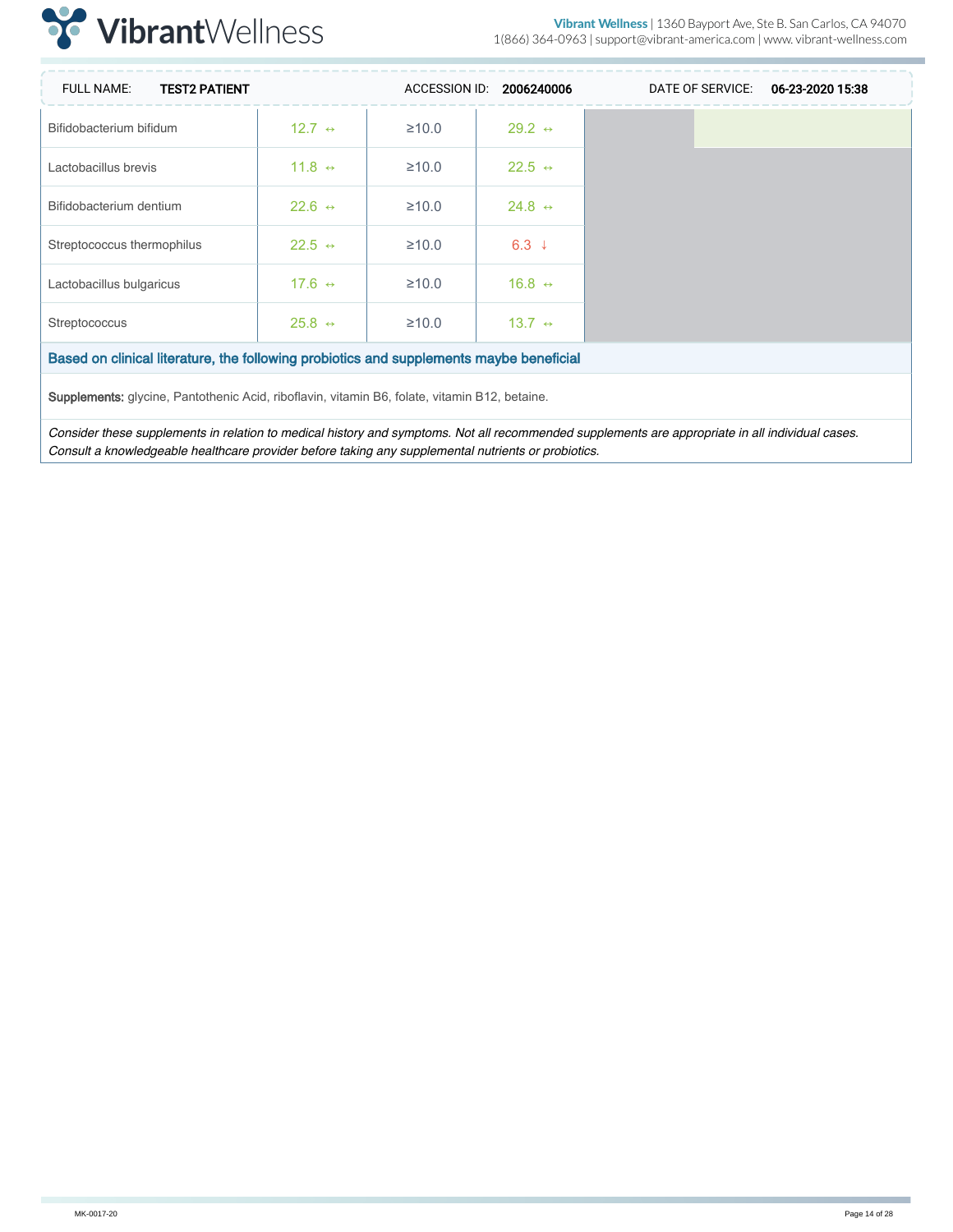FULL NAME: **TEST2 PATIENT** ACCESSION ID: **2006240006** DATE OF SERVICE: **06-23-2020 15:38**

| | | | | |
|---|---|---|---|---|
| Bifidobacterium bifidum | 12.7 ↔ | ≥10.0 | 29.2 ↔ | |
| Lactobacillus brevis | 11.8 ↔ | ≥10.0 | 22.5 ↔ | |
| Bifidobacterium dentium | 22.6 ↔ | ≥10.0 | 24.8 ↔ | |
| Streptococcus thermophilus | 22.5 ↔ | ≥10.0 | 6.3 ↓ | |
| Lactobacillus bulgaricus | 17.6 ↔ | ≥10.0 | 16.8 ↔ | |
| Streptococcus | 25.8 ↔ | ≥10.0 | 13.7 ↔ | |

**Based on clinical literature, the following probiotics and supplements maybe beneficial**

**Supplements:** glycine, Pantothenic Acid, riboflavin, vitamin B6, folate, vitamin B12, betaine.

*Consider these supplements in relation to medical history and symptoms. Not all recommended supplements are appropriate in all individual cases. Consult a knowledgeable healthcare provider before taking any supplemental nutrients or probiotics.*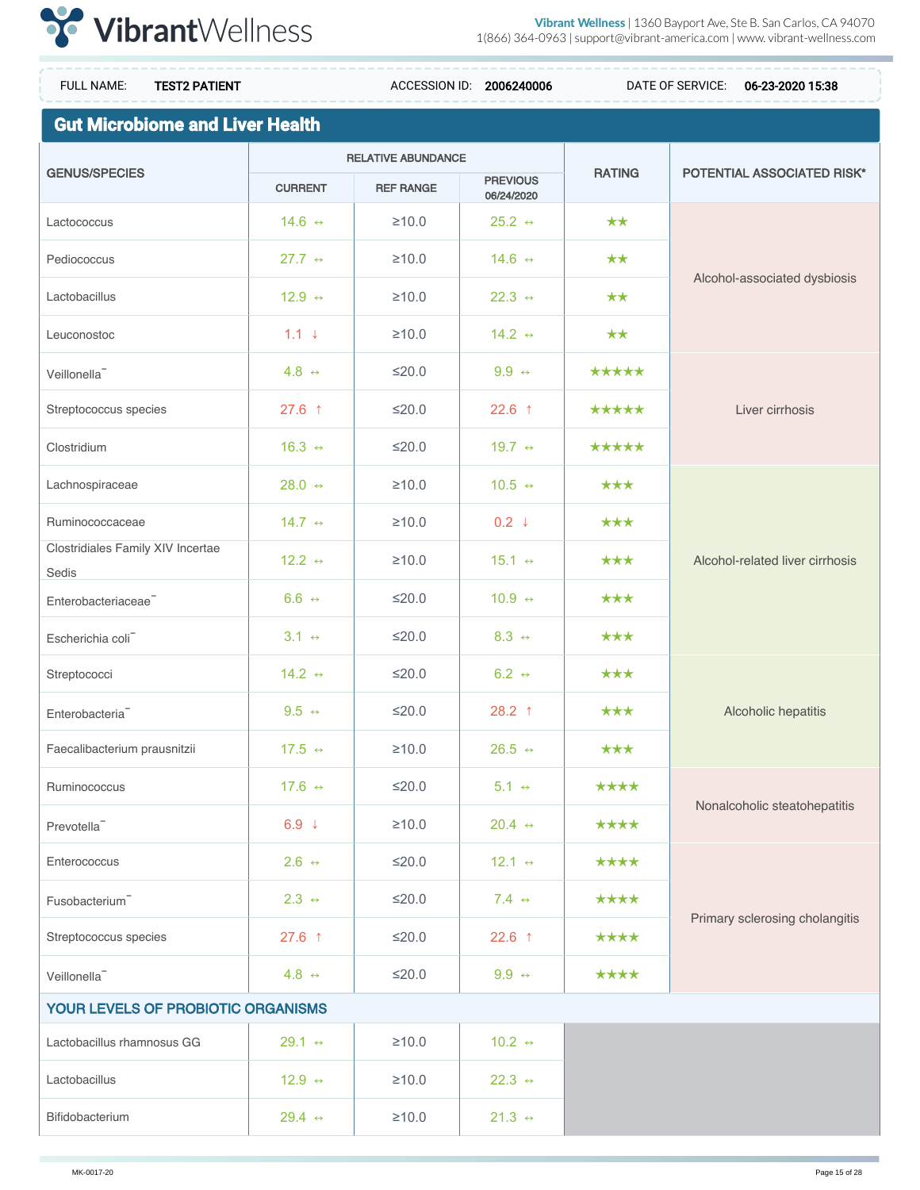FULL NAME: **TEST2 PATIENT** ACCESSION ID: **2006240006** DATE OF SERVICE: **06-23-2020 15:38**

## Gut Microbiome and Liver Health

| GENUS/SPECIES | RELATIVE ABUNDANCE | | | RATING | POTENTIAL ASSOCIATED RISK* |
|---|---|---|---|---|---|
| | CURRENT | REF RANGE | PREVIOUS 06/24/2020 | | |
| Lactococcus | 14.6 ↔ | ≥10.0 | 25.2 ↔ | ★★ | Alcohol-associated dysbiosis |
| Pediococcus | 27.7 ↔ | ≥10.0 | 14.6 ↔ | ★★ | Alcohol-associated dysbiosis |
| Lactobacillus | 12.9 ↔ | ≥10.0 | 22.3 ↔ | ★★ | Alcohol-associated dysbiosis |
| Leuconostoc | 1.1 ↓ | ≥10.0 | 14.2 ↔ | ★★ | Alcohol-associated dysbiosis |
| Veillonella⁻ | 4.8 ↔ | ≤20.0 | 9.9 ↔ | ★★★★★ | Liver cirrhosis |
| Streptococcus species | 27.6 ↑ | ≤20.0 | 22.6 ↑ | ★★★★★ | Liver cirrhosis |
| Clostridium | 16.3 ↔ | ≤20.0 | 19.7 ↔ | ★★★★★ | Liver cirrhosis |
| Lachnospiraceae | 28.0 ↔ | ≥10.0 | 10.5 ↔ | ★★★ | Alcohol-related liver cirrhosis |
| Ruminococcaceae | 14.7 ↔ | ≥10.0 | 0.2 ↓ | ★★★ | Alcohol-related liver cirrhosis |
| Clostridiales Family XIV Incertae Sedis | 12.2 ↔ | ≥10.0 | 15.1 ↔ | ★★★ | Alcohol-related liver cirrhosis |
| Enterobacteriaceae⁻ | 6.6 ↔ | ≤20.0 | 10.9 ↔ | ★★★ | Alcohol-related liver cirrhosis |
| Escherichia coli⁻ | 3.1 ↔ | ≤20.0 | 8.3 ↔ | ★★★ | Alcohol-related liver cirrhosis |
| Streptococci | 14.2 ↔ | ≤20.0 | 6.2 ↔ | ★★★ | Alcoholic hepatitis |
| Enterobacteria⁻ | 9.5 ↔ | ≤20.0 | 28.2 ↑ | ★★★ | Alcoholic hepatitis |
| Faecalibacterium prausnitzii | 17.5 ↔ | ≥10.0 | 26.5 ↔ | ★★★ | Alcoholic hepatitis |
| Ruminococcus | 17.6 ↔ | ≤20.0 | 5.1 ↔ | ★★★★ | Nonalcoholic steatohepatitis |
| Prevotella⁻ | 6.9 ↓ | ≥10.0 | 20.4 ↔ | ★★★★ | Nonalcoholic steatohepatitis |
| Enterococcus | 2.6 ↔ | ≤20.0 | 12.1 ↔ | ★★★★ | Primary sclerosing cholangitis |
| Fusobacterium⁻ | 2.3 ↔ | ≤20.0 | 7.4 ↔ | ★★★★ | Primary sclerosing cholangitis |
| Streptococcus species | 27.6 ↑ | ≤20.0 | 22.6 ↑ | ★★★★ | Primary sclerosing cholangitis |
| Veillonella⁻ | 4.8 ↔ | ≤20.0 | 9.9 ↔ | ★★★★ | Primary sclerosing cholangitis |
| **YOUR LEVELS OF PROBIOTIC ORGANISMS** | | | | | |
| Lactobacillus rhamnosus GG | 29.1 ↔ | ≥10.0 | 10.2 ↔ | | |
| Lactobacillus | 12.9 ↔ | ≥10.0 | 22.3 ↔ | | |
| Bifidobacterium | 29.4 ↔ | ≥10.0 | 21.3 ↔ | | |

MK-0017-20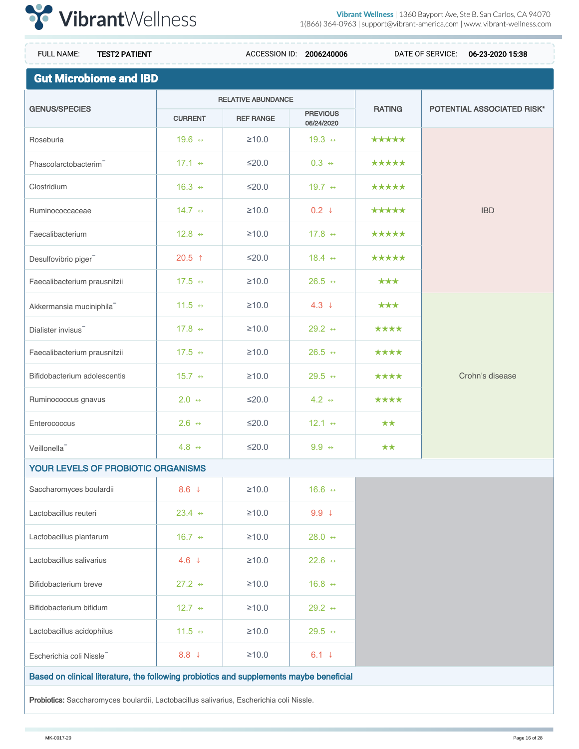FULL NAME: **TEST2 PATIENT** ACCESSION ID: **2006240006** DATE OF SERVICE: **06-23-2020 15:38**

## Gut Microbiome and IBD

| GENUS/SPECIES | RELATIVE ABUNDANCE | | | RATING | POTENTIAL ASSOCIATED RISK* |
|---|---|---|---|---|---|
| | CURRENT | REF RANGE | PREVIOUS 06/24/2020 | | |
| Roseburia | 19.6 ↔ | ≥10.0 | 19.3 ↔ | ★★★★★ | IBD |
| Phascolarctobacterium⁻ | 17.1 ↔ | ≤20.0 | 0.3 ↔ | ★★★★★ | IBD |
| Clostridium | 16.3 ↔ | ≤20.0 | 19.7 ↔ | ★★★★★ | IBD |
| Ruminococcaceae | 14.7 ↔ | ≥10.0 | 0.2 ↓ | ★★★★★ | IBD |
| Faecalibacterium | 12.8 ↔ | ≥10.0 | 17.8 ↔ | ★★★★★ | IBD |
| Desulfovibrio piger⁻ | 20.5 ↑ | ≤20.0 | 18.4 ↔ | ★★★★★ | IBD |
| Faecalibacterium prausnitzii | 17.5 ↔ | ≥10.0 | 26.5 ↔ | ★★★ | IBD |
| Akkermansia muciniphila⁻ | 11.5 ↔ | ≥10.0 | 4.3 ↓ | ★★★ | Crohn's disease |
| Dialister invisus⁻ | 17.8 ↔ | ≥10.0 | 29.2 ↔ | ★★★★ | Crohn's disease |
| Faecalibacterium prausnitzii | 17.5 ↔ | ≥10.0 | 26.5 ↔ | ★★★★ | Crohn's disease |
| Bifidobacterium adolescentis | 15.7 ↔ | ≥10.0 | 29.5 ↔ | ★★★★ | Crohn's disease |
| Ruminococcus gnavus | 2.0 ↔ | ≤20.0 | 4.2 ↔ | ★★★★ | Crohn's disease |
| Enterococcus | 2.6 ↔ | ≤20.0 | 12.1 ↔ | ★★ | Crohn's disease |
| Veillonella⁻ | 4.8 ↔ | ≤20.0 | 9.9 ↔ | ★★ | Crohn's disease |
| **YOUR LEVELS OF PROBIOTIC ORGANISMS** | | | | | |
| Saccharomyces boulardii | 8.6 ↓ | ≥10.0 | 16.6 ↔ | | |
| Lactobacillus reuteri | 23.4 ↔ | ≥10.0 | 9.9 ↓ | | |
| Lactobacillus plantarum | 16.7 ↔ | ≥10.0 | 28.0 ↔ | | |
| Lactobacillus salivarius | 4.6 ↓ | ≥10.0 | 22.6 ↔ | | |
| Bifidobacterium breve | 27.2 ↔ | ≥10.0 | 16.8 ↔ | | |
| Bifidobacterium bifidum | 12.7 ↔ | ≥10.0 | 29.2 ↔ | | |
| Lactobacillus acidophilus | 11.5 ↔ | ≥10.0 | 29.5 ↔ | | |
| Escherichia coli Nissle⁻ | 8.8 ↓ | ≥10.0 | 6.1 ↓ | | |

### Based on clinical literature, the following probiotics and supplements maybe beneficial

**Probiotics:** Saccharomyces boulardii, Lactobacillus salivarius, Escherichia coli Nissle.

MK-0017-20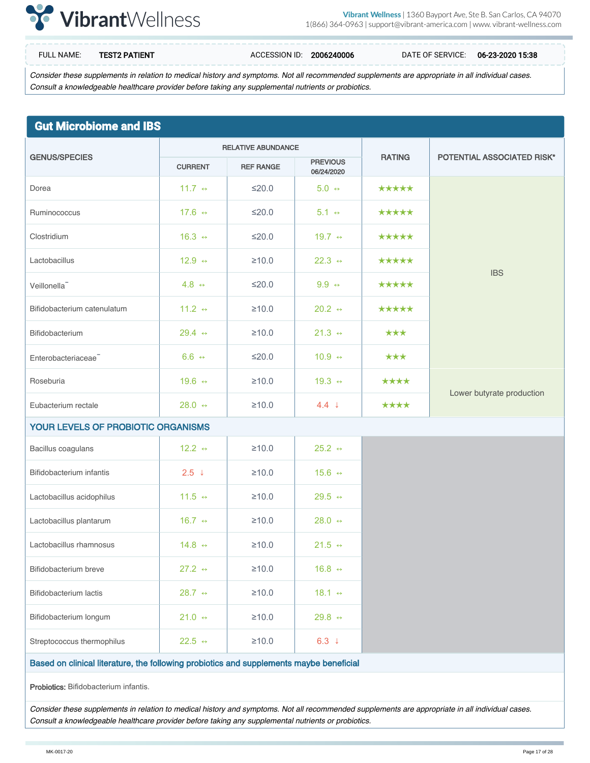FULL NAME: **TEST2 PATIENT** ACCESSION ID: **2006240006** DATE OF SERVICE: **06-23-2020 15:38**

*Consider these supplements in relation to medical history and symptoms. Not all recommended supplements are appropriate in all individual cases. Consult a knowledgeable healthcare provider before taking any supplemental nutrients or probiotics.*

## Gut Microbiome and IBS

| GENUS/SPECIES | RELATIVE ABUNDANCE | | | RATING | POTENTIAL ASSOCIATED RISK* |
|---|---|---|---|---|---|
| | CURRENT | REF RANGE | PREVIOUS 06/24/2020 | | |
| Dorea | 11.7 ↔ | ≤20.0 | 5.0 ↔ | ★★★★★ | IBS |
| Ruminococcus | 17.6 ↔ | ≤20.0 | 5.1 ↔ | ★★★★★ | IBS |
| Clostridium | 16.3 ↔ | ≤20.0 | 19.7 ↔ | ★★★★★ | IBS |
| Lactobacillus | 12.9 ↔ | ≥10.0 | 22.3 ↔ | ★★★★★ | IBS |
| Veillonella⁻ | 4.8 ↔ | ≤20.0 | 9.9 ↔ | ★★★★★ | IBS |
| Bifidobacterium catenulatum | 11.2 ↔ | ≥10.0 | 20.2 ↔ | ★★★★★ | IBS |
| Bifidobacterium | 29.4 ↔ | ≥10.0 | 21.3 ↔ | ★★★ | IBS |
| Enterobacteriaceae⁻ | 6.6 ↔ | ≤20.0 | 10.9 ↔ | ★★★ | IBS |
| Roseburia | 19.6 ↔ | ≥10.0 | 19.3 ↔ | ★★★★ | Lower butyrate production |
| Eubacterium rectale | 28.0 ↔ | ≥10.0 | 4.4 ↓ | ★★★★ | Lower butyrate production |
| **YOUR LEVELS OF PROBIOTIC ORGANISMS** | | | | | |
| Bacillus coagulans | 12.2 ↔ | ≥10.0 | 25.2 ↔ | | |
| Bifidobacterium infantis | 2.5 ↓ | ≥10.0 | 15.6 ↔ | | |
| Lactobacillus acidophilus | 11.5 ↔ | ≥10.0 | 29.5 ↔ | | |
| Lactobacillus plantarum | 16.7 ↔ | ≥10.0 | 28.0 ↔ | | |
| Lactobacillus rhamnosus | 14.8 ↔ | ≥10.0 | 21.5 ↔ | | |
| Bifidobacterium breve | 27.2 ↔ | ≥10.0 | 16.8 ↔ | | |
| Bifidobacterium lactis | 28.7 ↔ | ≥10.0 | 18.1 ↔ | | |
| Bifidobacterium longum | 21.0 ↔ | ≥10.0 | 29.8 ↔ | | |
| Streptococcus thermophilus | 22.5 ↔ | ≥10.0 | 6.3 ↓ | | |

**Based on clinical literature, the following probiotics and supplements maybe beneficial**

**Probiotics:** Bifidobacterium infantis.

*Consider these supplements in relation to medical history and symptoms. Not all recommended supplements are appropriate in all individual cases. Consult a knowledgeable healthcare provider before taking any supplemental nutrients or probiotics.*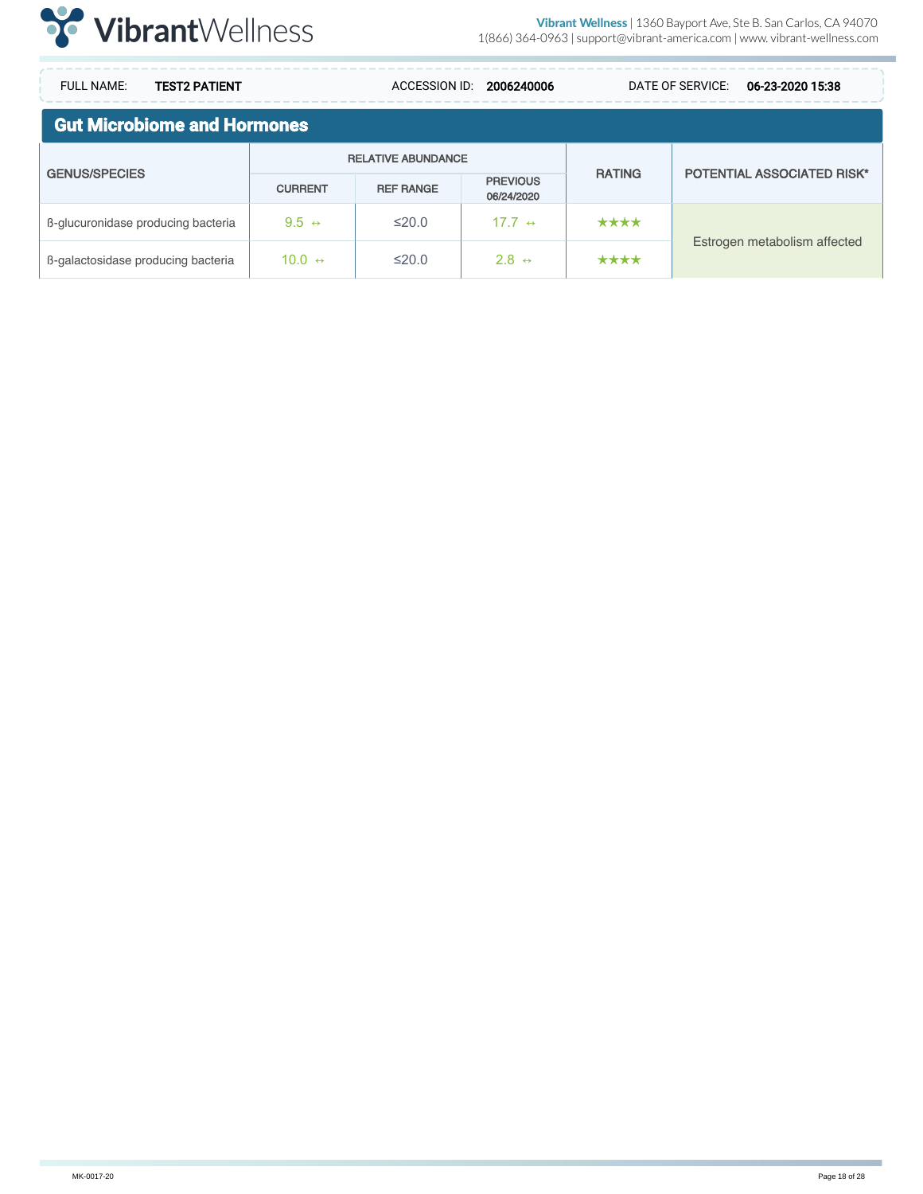FULL NAME: **TEST2 PATIENT** ACCESSION ID: **2006240006** DATE OF SERVICE: **06-23-2020 15:38**

## Gut Microbiome and Hormones

| GENUS/SPECIES | RELATIVE ABUNDANCE | | | RATING | POTENTIAL ASSOCIATED RISK* |
|---|---|---|---|---|---|
| | CURRENT | REF RANGE | PREVIOUS 06/24/2020 | | |
| ß-glucuronidase producing bacteria | 9.5 ↔ | ≤20.0 | 17.7 ↔ | ★★★★ | Estrogen metabolism affected |
| ß-galactosidase producing bacteria | 10.0 ↔ | ≤20.0 | 2.8 ↔ | ★★★★ | |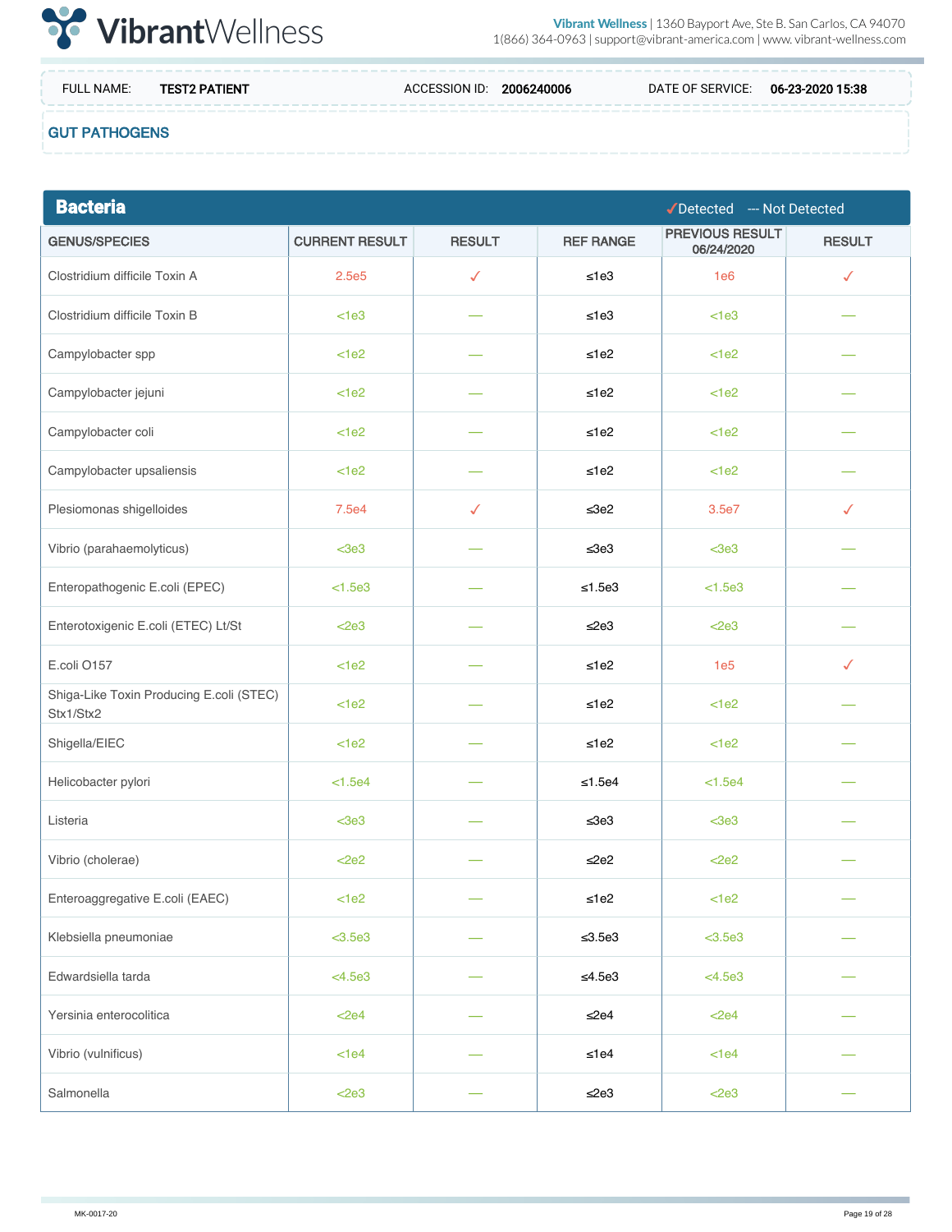FULL NAME: **TEST2 PATIENT** ACCESSION ID: **2006240006** DATE OF SERVICE: **06-23-2020 15:38**

## GUT PATHOGENS

### Bacteria

✓Detected --- Not Detected

| GENUS/SPECIES | CURRENT RESULT | RESULT | REF RANGE | PREVIOUS RESULT 06/24/2020 | RESULT |
|---|---|---|---|---|---|
| Clostridium difficile Toxin A | 2.5e5 | ✓ | ≤1e3 | 1e6 | ✓ |
| Clostridium difficile Toxin B | <1e3 | — | ≤1e3 | <1e3 | — |
| Campylobacter spp | <1e2 | — | ≤1e2 | <1e2 | — |
| Campylobacter jejuni | <1e2 | — | ≤1e2 | <1e2 | — |
| Campylobacter coli | <1e2 | — | ≤1e2 | <1e2 | — |
| Campylobacter upsaliensis | <1e2 | — | ≤1e2 | <1e2 | — |
| Plesiomonas shigelloides | 7.5e4 | ✓ | ≤3e2 | 3.5e7 | ✓ |
| Vibrio (parahaemolyticus) | <3e3 | — | ≤3e3 | <3e3 | — |
| Enteropathogenic E.coli (EPEC) | <1.5e3 | — | ≤1.5e3 | <1.5e3 | — |
| Enterotoxigenic E.coli (ETEC) Lt/St | <2e3 | — | ≤2e3 | <2e3 | — |
| E.coli O157 | <1e2 | — | ≤1e2 | 1e5 | ✓ |
| Shiga-Like Toxin Producing E.coli (STEC) Stx1/Stx2 | <1e2 | — | ≤1e2 | <1e2 | — |
| Shigella/EIEC | <1e2 | — | ≤1e2 | <1e2 | — |
| Helicobacter pylori | <1.5e4 | — | ≤1.5e4 | <1.5e4 | — |
| Listeria | <3e3 | — | ≤3e3 | <3e3 | — |
| Vibrio (cholerae) | <2e2 | — | ≤2e2 | <2e2 | — |
| Enteroaggregative E.coli (EAEC) | <1e2 | — | ≤1e2 | <1e2 | — |
| Klebsiella pneumoniae | <3.5e3 | — | ≤3.5e3 | <3.5e3 | — |
| Edwardsiella tarda | <4.5e3 | — | ≤4.5e3 | <4.5e3 | — |
| Yersinia enterocolitica | <2e4 | — | ≤2e4 | <2e4 | — |
| Vibrio (vulnificus) | <1e4 | — | ≤1e4 | <1e4 | — |
| Salmonella | <2e3 | — | ≤2e3 | <2e3 | — |

MK-0017-20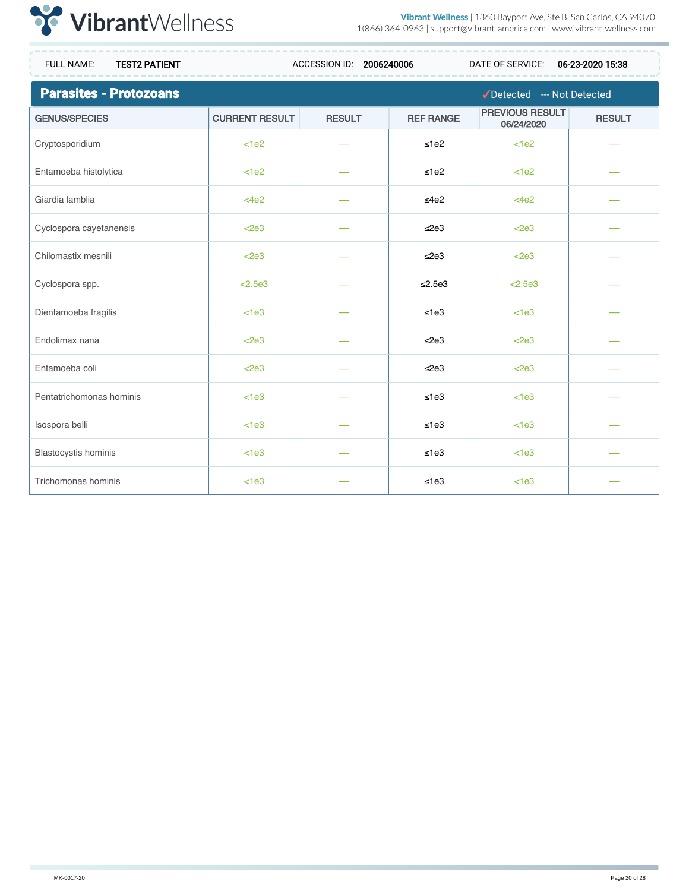FULL NAME: **TEST2 PATIENT** ACCESSION ID: **2006240006** DATE OF SERVICE: **06-23-2020 15:38**

## Parasites - Protozoans

✓Detected --- Not Detected

| GENUS/SPECIES | CURRENT RESULT | RESULT | REF RANGE | PREVIOUS RESULT 06/24/2020 | RESULT |
|---|---|---|---|---|---|
| Cryptosporidium | <1e2 | — | ≤1e2 | <1e2 | — |
| Entamoeba histolytica | <1e2 | — | ≤1e2 | <1e2 | — |
| Giardia lamblia | <4e2 | — | ≤4e2 | <4e2 | — |
| Cyclospora cayetanensis | <2e3 | — | ≤2e3 | <2e3 | — |
| Chilomastix mesnili | <2e3 | — | ≤2e3 | <2e3 | — |
| Cyclospora spp. | <2.5e3 | — | ≤2.5e3 | <2.5e3 | — |
| Dientamoeba fragilis | <1e3 | — | ≤1e3 | <1e3 | — |
| Endolimax nana | <2e3 | — | ≤2e3 | <2e3 | — |
| Entamoeba coli | <2e3 | — | ≤2e3 | <2e3 | — |
| Pentatrichomonas hominis | <1e3 | — | ≤1e3 | <1e3 | — |
| Isospora belli | <1e3 | — | ≤1e3 | <1e3 | — |
| Blastocystis hominis | <1e3 | — | ≤1e3 | <1e3 | — |
| Trichomonas hominis | <1e3 | — | ≤1e3 | <1e3 | — |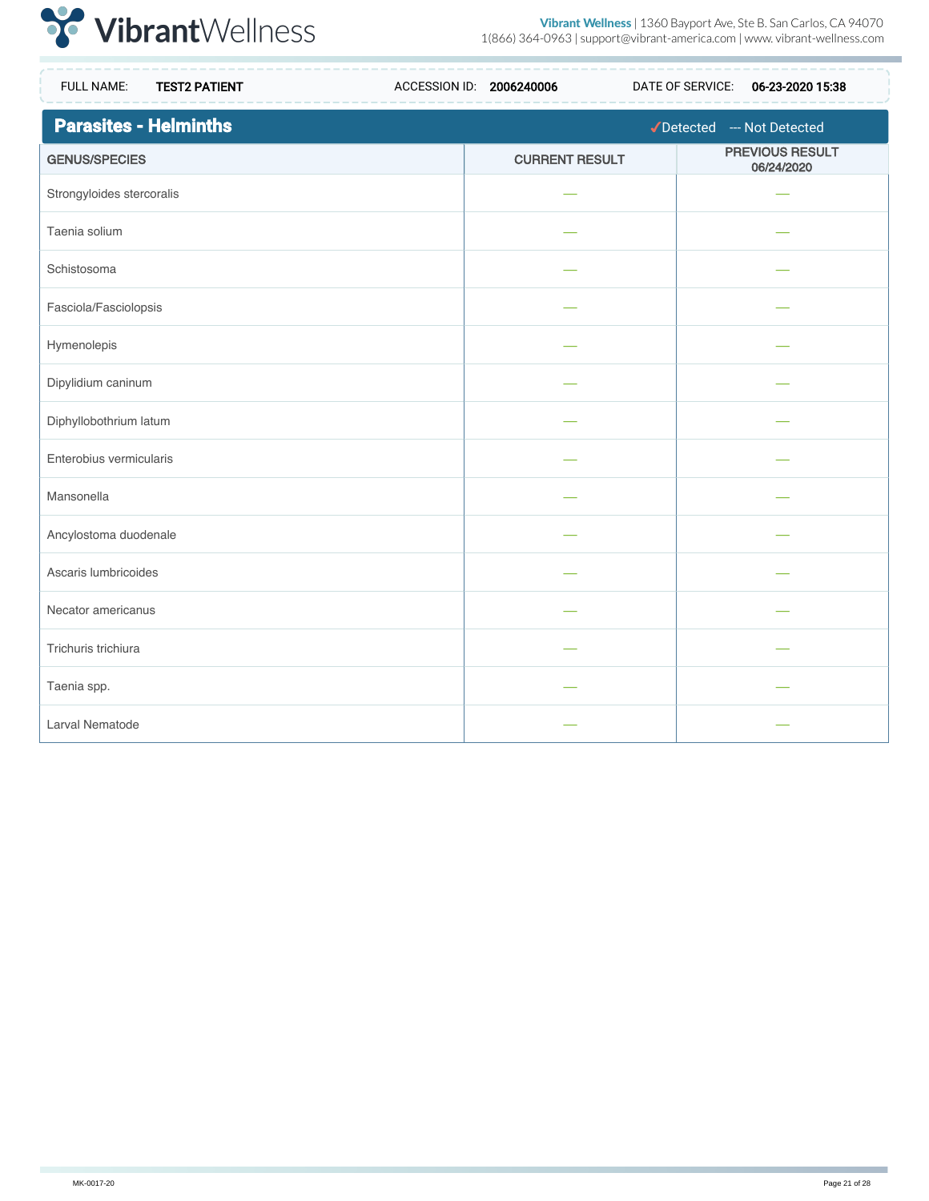| FULL NAME: | TEST2 PATIENT | ACCESSION ID: | 2006240006 | DATE OF SERVICE: | 06-23-2020 15:38 |
|---|---|---|---|---|---|

## Parasites - Helminths

✓Detected --- Not Detected

| GENUS/SPECIES | CURRENT RESULT | PREVIOUS RESULT 06/24/2020 |
|---|---|---|
| Strongyloides stercoralis | — | — |
| Taenia solium | — | — |
| Schistosoma | — | — |
| Fasciola/Fasciolopsis | — | — |
| Hymenolepis | — | — |
| Dipylidium caninum | — | — |
| Diphyllobothrium latum | — | — |
| Enterobius vermicularis | — | — |
| Mansonella | — | — |
| Ancylostoma duodenale | — | — |
| Ascaris lumbricoides | — | — |
| Necator americanus | — | — |
| Trichuris trichiura | — | — |
| Taenia spp. | — | — |
| Larval Nematode | — | — |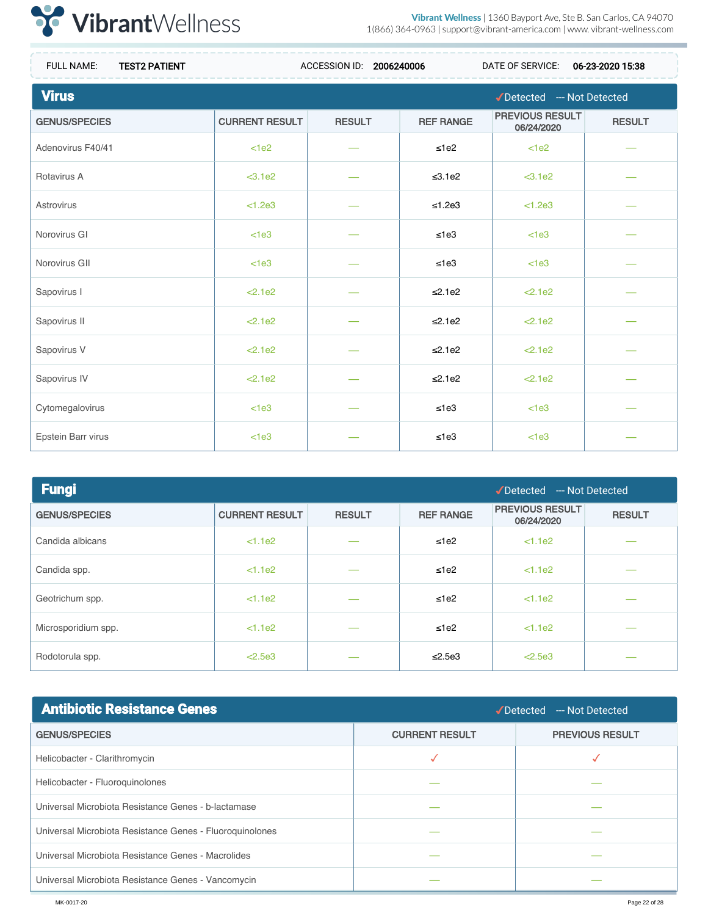**Vibrant Wellness** | 1360 Bayport Ave, Ste B. San Carlos, CA 94070
1(866) 364-0963 | support@vibrant-america.com | www.vibrant-wellness.com

FULL NAME: **TEST2 PATIENT** ACCESSION ID: **2006240006** DATE OF SERVICE: **06-23-2020 15:38**

## Virus

✓Detected --- Not Detected

| GENUS/SPECIES | CURRENT RESULT | RESULT | REF RANGE | PREVIOUS RESULT 06/24/2020 | RESULT |
|---|---|---|---|---|---|
| Adenovirus F40/41 | <1e2 | — | ≤1e2 | <1e2 | — |
| Rotavirus A | <3.1e2 | — | ≤3.1e2 | <3.1e2 | — |
| Astrovirus | <1.2e3 | — | ≤1.2e3 | <1.2e3 | — |
| Norovirus GI | <1e3 | — | ≤1e3 | <1e3 | — |
| Norovirus GII | <1e3 | — | ≤1e3 | <1e3 | — |
| Sapovirus I | <2.1e2 | — | ≤2.1e2 | <2.1e2 | — |
| Sapovirus II | <2.1e2 | — | ≤2.1e2 | <2.1e2 | — |
| Sapovirus V | <2.1e2 | — | ≤2.1e2 | <2.1e2 | — |
| Sapovirus IV | <2.1e2 | — | ≤2.1e2 | <2.1e2 | — |
| Cytomegalovirus | <1e3 | — | ≤1e3 | <1e3 | — |
| Epstein Barr virus | <1e3 | — | ≤1e3 | <1e3 | — |

## Fungi

✓Detected --- Not Detected

| GENUS/SPECIES | CURRENT RESULT | RESULT | REF RANGE | PREVIOUS RESULT 06/24/2020 | RESULT |
|---|---|---|---|---|---|
| Candida albicans | <1.1e2 | — | ≤1e2 | <1.1e2 | — |
| Candida spp. | <1.1e2 | — | ≤1e2 | <1.1e2 | — |
| Geotrichum spp. | <1.1e2 | — | ≤1e2 | <1.1e2 | — |
| Microsporidium spp. | <1.1e2 | — | ≤1e2 | <1.1e2 | — |
| Rodotorula spp. | <2.5e3 | — | ≤2.5e3 | <2.5e3 | — |

## Antibiotic Resistance Genes

✓Detected --- Not Detected

| GENUS/SPECIES | CURRENT RESULT | PREVIOUS RESULT |
|---|---|---|
| Helicobacter - Clarithromycin | ✓ | ✓ |
| Helicobacter - Fluoroquinolones | — | — |
| Universal Microbiota Resistance Genes - b-lactamase | — | — |
| Universal Microbiota Resistance Genes - Fluoroquinolones | — | — |
| Universal Microbiota Resistance Genes - Macrolides | — | — |
| Universal Microbiota Resistance Genes - Vancomycin | — | — |

MK-0017-20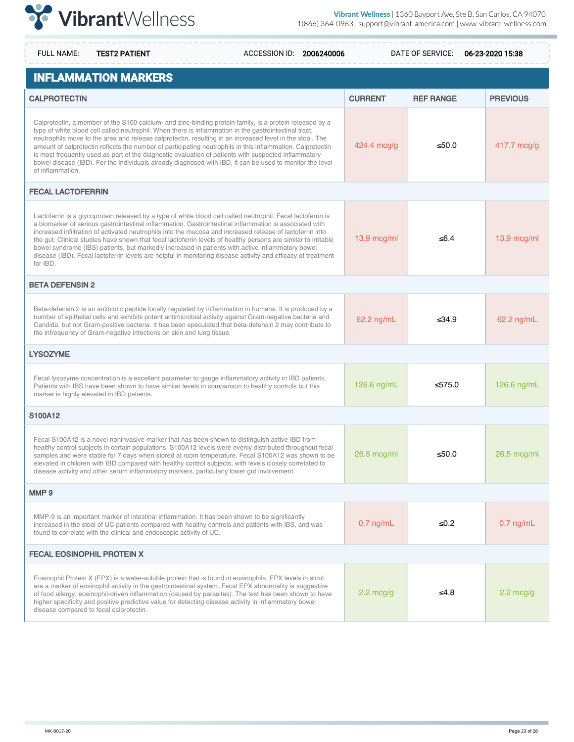FULL NAME: **TEST2 PATIENT** ACCESSION ID: **2006240006** DATE OF SERVICE: **06-23-2020 15:38**

## INFLAMMATION MARKERS

| CALPROTECTIN | CURRENT | REF RANGE | PREVIOUS |
|---|---|---|---|
| Calprotectin, a member of the S100 calcium- and zinc-binding protein family, is a protein released by a type of white blood cell called neutrophil. When there is inflammation in the gastrointestinal tract, neutrophils move to the area and release calprotectin, resulting in an increased level in the stool. The amount of calprotectin reflects the number of participating neutrophils in this inflammation. Calprotectin is most frequently used as part of the diagnostic evaluation of patients with suspected inflammatory bowel disease (IBD). For the individuals already diagnosed with IBD, it can be used to monitor the level of inflammation. | 424.4 mcg/g | ≤50.0 | 417.7 mcg/g |
| **FECAL LACTOFERRIN** | | | |
| Lactoferrin is a glycoprotein released by a type of white blood cell called neutrophil. Fecal lactoferrin is a biomarker of serious gastrointestinal inflammation. Gastrointestinal inflammation is associated with increased infiltration of activated neutrophils into the mucosa and increased release of lactoferrin into the gut. Clinical studies have shown that fecal lactoferrin levels of healthy persons are similar to irritable bowel syndrome (IBS) patients, but markedly increased in patients with active inflammatory bowel disease (IBD). Fecal lactoferrin levels are helpful in monitoring disease activity and efficacy of treatment for IBD. | 13.9 mcg/ml | ≤6.4 | 13.9 mcg/ml |
| **BETA DEFENSIN 2** | | | |
| Beta-defensin 2 is an antibiotic peptide locally regulated by inflammation in humans. It is produced by a number of epithelial cells and exhibits potent antimicrobial activity against Gram-negative bacteria and Candida, but not Gram-positive bacteria. It has been speculated that beta-defensin 2 may contribute to the infrequency of Gram-negative infections on skin and lung tissue. | 62.2 ng/mL | ≤34.9 | 62.2 ng/mL |
| **LYSOZYME** | | | |
| Fecal lysozyme concentration is a excellent parameter to gauge inflammatory activity in IBD patients. Patients with IBS have been shown to have similar levels in comparison to healthy controls but this marker is highly elevated in IBD patients. | 126.6 ng/mL | ≤575.0 | 126.6 ng/mL |
| **S100A12** | | | |
| Fecal S100A12 is a novel noninvasive marker that has been shown to distinguish active IBD from healthy control subjects in certain populations. S100A12 levels were evenly distributed throughout fecal samples and were stable for 7 days when stored at room temperature. Fecal S100A12 was shown to be elevated in children with IBD compared with healthy control subjects, with levels closely correlated to disease activity and other serum inflammatory markers, particularly lower gut involvement. | 26.5 mcg/ml | ≤50.0 | 26.5 mcg/ml |
| **MMP 9** | | | |
| MMP-9 is an important marker of intestinal inflammation. It has been shown to be significantly increased in the stool of UC patients compared with healthy controls and patients with IBS, and was found to correlate with the clinical and endoscopic activity of UC. | 0.7 ng/mL | ≤0.2 | 0.7 ng/mL |
| **FECAL EOSINOPHIL PROTEIN X** | | | |
| Eosinophil Protein X (EPX) is a water-soluble protein that is found in eosinophils. EPX levels in stool are a marker of eosinophil activity in the gastrointestinal system. Fecal EPX abnormality is suggestive of food allergy, eosinophil-driven inflammation (caused by parasites). The test has been shown to have higher specificity and positive predictive value for detecting disease activity in inflammatory bowel disease compared to fecal calprotectin. | 2.2 mcg/g | ≤4.8 | 2.2 mcg/g |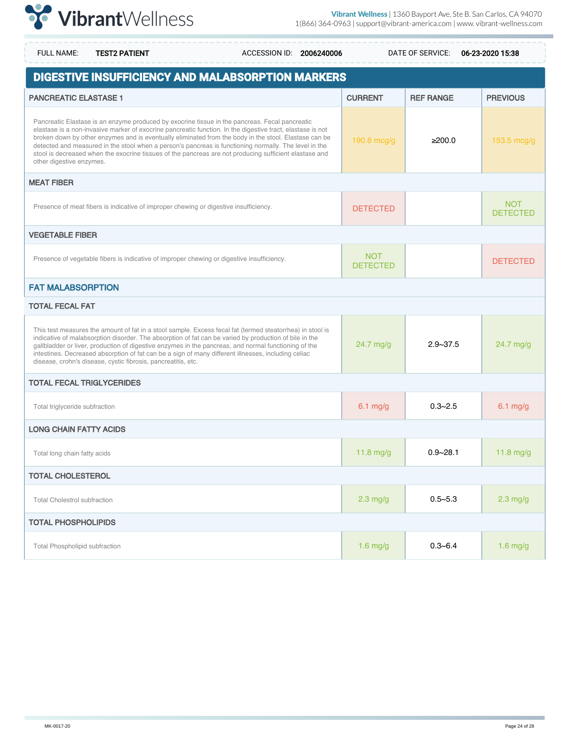FULL NAME: **TEST2 PATIENT** ACCESSION ID: **2006240006** DATE OF SERVICE: **06-23-2020 15:38**

## DIGESTIVE INSUFFICIENCY AND MALABSORPTION MARKERS

| PANCREATIC ELASTASE 1 | CURRENT | REF RANGE | PREVIOUS |
|---|---|---|---|
| Pancreatic Elastase is an enzyme produced by exocrine tissue in the pancreas. Fecal pancreatic elastase is a non-invasive marker of exocrine pancreatic function. In the digestive tract, elastase is not broken down by other enzymes and is eventually eliminated from the body in the stool. Elastase can be detected and measured in the stool when a person's pancreas is functioning normally. The level in the stool is decreased when the exocrine tissues of the pancreas are not producing sufficient elastase and other digestive enzymes. | 190.6 mcg/g | ≥200.0 | 153.5 mcg/g |
| **MEAT FIBER** | | | |
| Presence of meat fibers is indicative of improper chewing or digestive insufficiency. | DETECTED | | NOT DETECTED |
| **VEGETABLE FIBER** | | | |
| Presence of vegetable fibers is indicative of improper chewing or digestive insufficiency. | NOT DETECTED | | DETECTED |
| **FAT MALABSORPTION** | | | |
| **TOTAL FECAL FAT** | | | |
| This test measures the amount of fat in a stool sample. Excess fecal fat (termed steatorrhea) in stool is indicative of malabsorption disorder. The absorption of fat can be varied by production of bile in the gallbladder or liver, production of digestive enzymes in the pancreas, and normal functioning of the intestines. Decreased absorption of fat can be a sign of many different illnesses, including celiac disease, crohn's disease, cystic fibrosis, pancreatitis, etc. | 24.7 mg/g | 2.9~37.5 | 24.7 mg/g |
| **TOTAL FECAL TRIGLYCERIDES** | | | |
| Total triglyceride subfraction | 6.1 mg/g | 0.3~2.5 | 6.1 mg/g |
| **LONG CHAIN FATTY ACIDS** | | | |
| Total long chain fatty acids | 11.8 mg/g | 0.9~28.1 | 11.8 mg/g |
| **TOTAL CHOLESTEROL** | | | |
| Total Cholestrol subfraction | 2.3 mg/g | 0.5~5.3 | 2.3 mg/g |
| **TOTAL PHOSPHOLIPIDS** | | | |
| Total Phospholipid subfraction | 1.6 mg/g | 0.3~6.4 | 1.6 mg/g |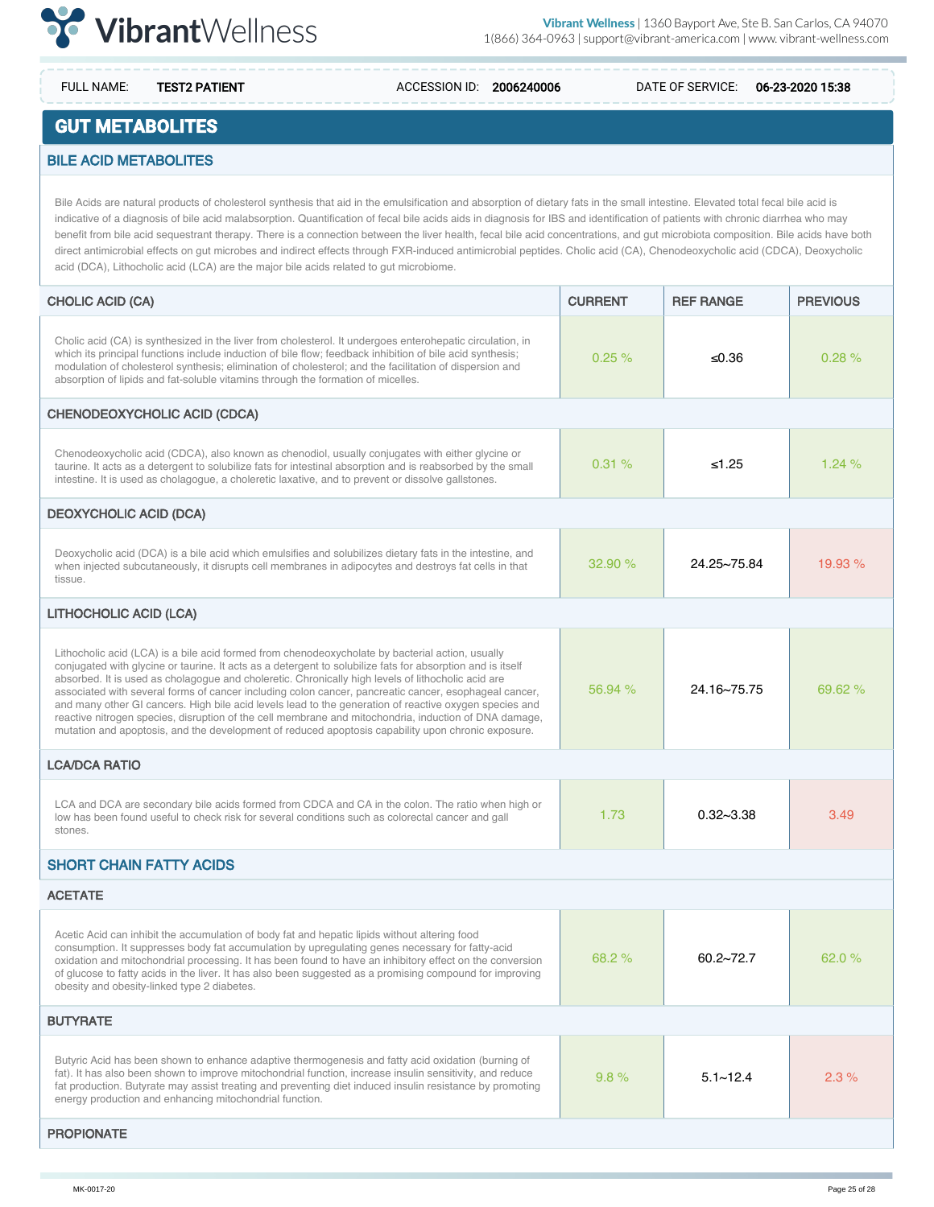FULL NAME: **TEST2 PATIENT** ACCESSION ID: **2006240006** DATE OF SERVICE: **06-23-2020 15:38**

# GUT METABOLITES

## BILE ACID METABOLITES

Bile Acids are natural products of cholesterol synthesis that aid in the emulsification and absorption of dietary fats in the small intestine. Elevated total fecal bile acid is indicative of a diagnosis of bile acid malabsorption. Quantification of fecal bile acids aids in diagnosis for IBS and identification of patients with chronic diarrhea who may benefit from bile acid sequestrant therapy. There is a connection between the liver health, fecal bile acid concentrations, and gut microbiota composition. Bile acids have both direct antimicrobial effects on gut microbes and indirect effects through FXR-induced antimicrobial peptides. Cholic acid (CA), Chenodeoxycholic acid (CDCA), Deoxycholic acid (DCA), Lithocholic acid (LCA) are the major bile acids related to gut microbiome.

| | CURRENT | REF RANGE | PREVIOUS |
|---|---|---|---|
| **CHOLIC ACID (CA)** | | | |
| Cholic acid (CA) is synthesized in the liver from cholesterol. It undergoes enterohepatic circulation, in which its principal functions include induction of bile flow; feedback inhibition of bile acid synthesis; modulation of cholesterol synthesis; elimination of cholesterol; and the facilitation of dispersion and absorption of lipids and fat-soluble vitamins through the formation of micelles. | 0.25 % | ≤0.36 | 0.28 % |
| **CHENODEOXYCHOLIC ACID (CDCA)** | | | |
| Chenodeoxycholic acid (CDCA), also known as chenodiol, usually conjugates with either glycine or taurine. It acts as a detergent to solubilize fats for intestinal absorption and is reabsorbed by the small intestine. It is used as cholagogue, a choleretic laxative, and to prevent or dissolve gallstones. | 0.31 % | ≤1.25 | 1.24 % |
| **DEOXYCHOLIC ACID (DCA)** | | | |
| Deoxycholic acid (DCA) is a bile acid which emulsifies and solubilizes dietary fats in the intestine, and when injected subcutaneously, it disrupts cell membranes in adipocytes and destroys fat cells in that tissue. | 32.90 % | 24.25~75.84 | 19.93 % |
| **LITHOCHOLIC ACID (LCA)** | | | |
| Lithocholic acid (LCA) is a bile acid formed from chenodeoxycholate by bacterial action, usually conjugated with glycine or taurine. It acts as a detergent to solubilize fats for absorption and is itself absorbed. It is used as cholagogue and choleretic. Chronically high levels of lithocholic acid are associated with several forms of cancer including colon cancer, pancreatic cancer, esophageal cancer, and many other GI cancers. High bile acid levels lead to the generation of reactive oxygen species and reactive nitrogen species, disruption of the cell membrane and mitochondria, induction of DNA damage, mutation and apoptosis, and the development of reduced apoptosis capability upon chronic exposure. | 56.94 % | 24.16~75.75 | 69.62 % |
| **LCA/DCA RATIO** | | | |
| LCA and DCA are secondary bile acids formed from CDCA and CA in the colon. The ratio when high or low has been found useful to check risk for several conditions such as colorectal cancer and gall stones. | 1.73 | 0.32~3.38 | 3.49 |

## SHORT CHAIN FATTY ACIDS

| | CURRENT | REF RANGE | PREVIOUS |
|---|---|---|---|
| **ACETATE** | | | |
| Acetic Acid can inhibit the accumulation of body fat and hepatic lipids without altering food consumption. It suppresses body fat accumulation by upregulating genes necessary for fatty-acid oxidation and mitochondrial processing. It has been found to have an inhibitory effect on the conversion of glucose to fatty acids in the liver. It has also been suggested as a promising compound for improving obesity and obesity-linked type 2 diabetes. | 68.2 % | 60.2~72.7 | 62.0 % |
| **BUTYRATE** | | | |
| Butyric Acid has been shown to enhance adaptive thermogenesis and fatty acid oxidation (burning of fat). It has also been shown to improve mitochondrial function, increase insulin sensitivity, and reduce fat production. Butyrate may assist treating and preventing diet induced insulin resistance by promoting energy production and enhancing mitochondrial function. | 9.8 % | 5.1~12.4 | 2.3 % |
| **PROPIONATE** | | | |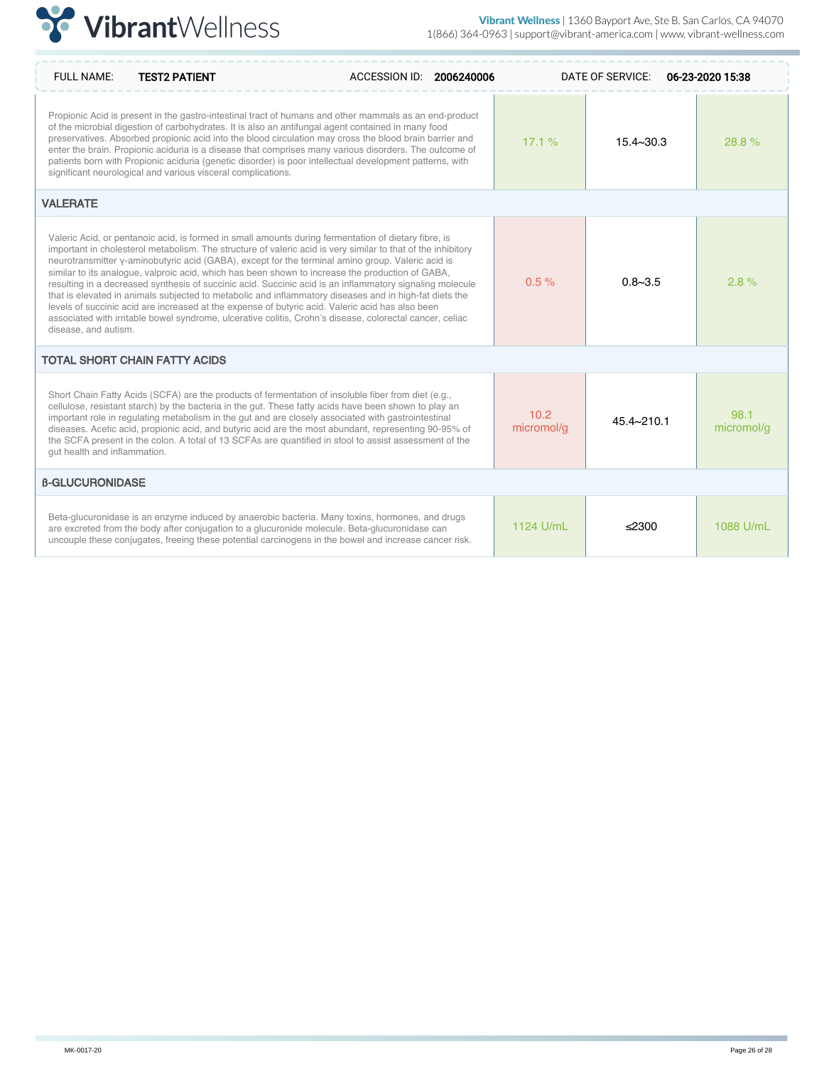FULL NAME: **TEST2 PATIENT** ACCESSION ID: **2006240006** DATE OF SERVICE: **06-23-2020 15:38**

| | | | |
|---|---|---|---|
| Propionic Acid is present in the gastro-intestinal tract of humans and other mammals as an end-product of the microbial digestion of carbohydrates. It is also an antifungal agent contained in many food preservatives. Absorbed propionic acid into the blood circulation may cross the blood brain barrier and enter the brain. Propionic aciduria is a disease that comprises many various disorders. The outcome of patients born with Propionic aciduria (genetic disorder) is poor intellectual development patterns, with significant neurological and various visceral complications. | 17.1 % | 15.4~30.3 | 28.8 % |
| **VALERATE** | | | |
| Valeric Acid, or pentanoic acid, is formed in small amounts during fermentation of dietary fibre, is important in cholesterol metabolism. The structure of valeric acid is very similar to that of the inhibitory neurotransmitter γ-aminobutyric acid (GABA), except for the terminal amino group. Valeric acid is similar to its analogue, valproic acid, which has been shown to increase the production of GABA, resulting in a decreased synthesis of succinic acid. Succinic acid is an inflammatory signaling molecule that is elevated in animals subjected to metabolic and inflammatory diseases and in high-fat diets the levels of succinic acid are increased at the expense of butyric acid. Valeric acid has also been associated with irritable bowel syndrome, ulcerative colitis, Crohn's disease, colorectal cancer, celiac disease, and autism. | 0.5 % | 0.8~3.5 | 2.8 % |
| **TOTAL SHORT CHAIN FATTY ACIDS** | | | |
| Short Chain Fatty Acids (SCFA) are the products of fermentation of insoluble fiber from diet (e.g., cellulose, resistant starch) by the bacteria in the gut. These fatty acids have been shown to play an important role in regulating metabolism in the gut and are closely associated with gastrointestinal diseases. Acetic acid, propionic acid, and butyric acid are the most abundant, representing 90-95% of the SCFA present in the colon. A total of 13 SCFAs are quantified in stool to assist assessment of the gut health and inflammation. | 10.2 micromol/g | 45.4~210.1 | 98.1 micromol/g |
| **ß-GLUCURONIDASE** | | | |
| Beta-glucuronidase is an enzyme induced by anaerobic bacteria. Many toxins, hormones, and drugs are excreted from the body after conjugation to a glucuronide molecule. Beta-glucuronidase can uncouple these conjugates, freeing these potential carcinogens in the bowel and increase cancer risk. | 1124 U/mL | ≤2300 | 1088 U/mL |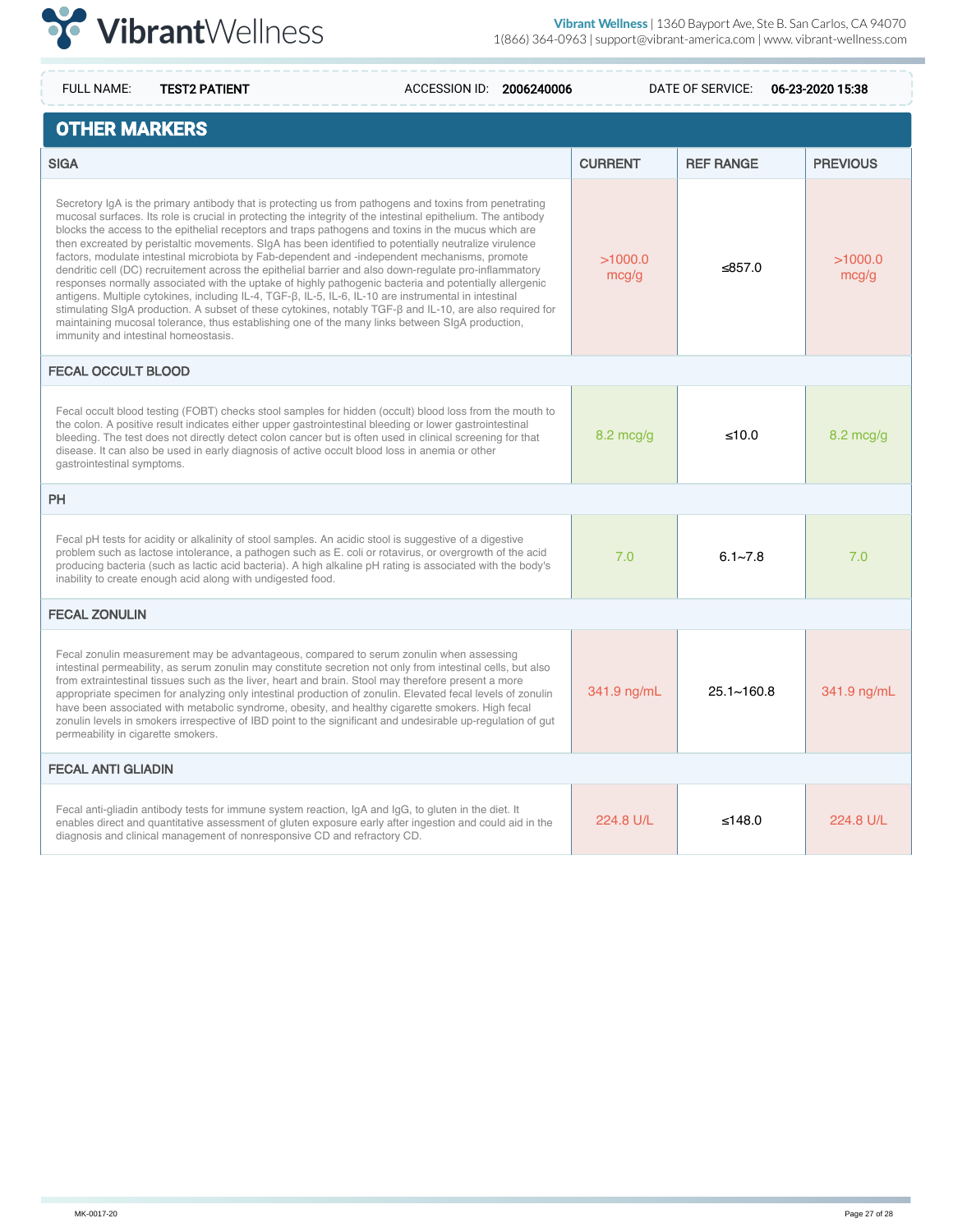FULL NAME: **TEST2 PATIENT** ACCESSION ID: **2006240006** DATE OF SERVICE: **06-23-2020 15:38**

## OTHER MARKERS

| SIGA | CURRENT | REF RANGE | PREVIOUS |
|---|---|---|---|
| Secretory IgA is the primary antibody that is protecting us from pathogens and toxins from penetrating mucosal surfaces. Its role is crucial in protecting the integrity of the intestinal epithelium. The antibody blocks the access to the epithelial receptors and traps pathogens and toxins in the mucus which are then excreated by peristaltic movements. SIgA has been identified to potentially neutralize virulence factors, modulate intestinal microbiota by Fab-dependent and -independent mechanisms, promote dendritic cell (DC) recruitement across the epithelial barrier and also down-regulate pro-inflammatory responses normally associated with the uptake of highly pathogenic bacteria and potentially allergenic antigens. Multiple cytokines, including IL-4, TGF-β, IL-5, IL-6, IL-10 are instrumental in intestinal stimulating SIgA production. A subset of these cytokines, notably TGF-β and IL-10, are also required for maintaining mucosal tolerance, thus establishing one of the many links between SIgA production, immunity and intestinal homeostasis. | >1000.0 mcg/g | ≤857.0 | >1000.0 mcg/g |
| **FECAL OCCULT BLOOD** | | | |
| Fecal occult blood testing (FOBT) checks stool samples for hidden (occult) blood loss from the mouth to the colon. A positive result indicates either upper gastrointestinal bleeding or lower gastrointestinal bleeding. The test does not directly detect colon cancer but is often used in clinical screening for that disease. It can also be used in early diagnosis of active occult blood loss in anemia or other gastrointestinal symptoms. | 8.2 mcg/g | ≤10.0 | 8.2 mcg/g |
| **PH** | | | |
| Fecal pH tests for acidity or alkalinity of stool samples. An acidic stool is suggestive of a digestive problem such as lactose intolerance, a pathogen such as E. coli or rotavirus, or overgrowth of the acid producing bacteria (such as lactic acid bacteria). A high alkaline pH rating is associated with the body's inability to create enough acid along with undigested food. | 7.0 | 6.1~7.8 | 7.0 |
| **FECAL ZONULIN** | | | |
| Fecal zonulin measurement may be advantageous, compared to serum zonulin when assessing intestinal permeability, as serum zonulin may constitute secretion not only from intestinal cells, but also from extraintestinal tissues such as the liver, heart and brain. Stool may therefore present a more appropriate specimen for analyzing only intestinal production of zonulin. Elevated fecal levels of zonulin have been associated with metabolic syndrome, obesity, and healthy cigarette smokers. High fecal zonulin levels in smokers irrespective of IBD point to the significant and undesirable up-regulation of gut permeability in cigarette smokers. | 341.9 ng/mL | 25.1~160.8 | 341.9 ng/mL |
| **FECAL ANTI GLIADIN** | | | |
| Fecal anti-gliadin antibody tests for immune system reaction, IgA and IgG, to gluten in the diet. It enables direct and quantitative assessment of gluten exposure early after ingestion and could aid in the diagnosis and clinical management of nonresponsive CD and refractory CD. | 224.8 U/L | ≤148.0 | 224.8 U/L |

MK-0017-20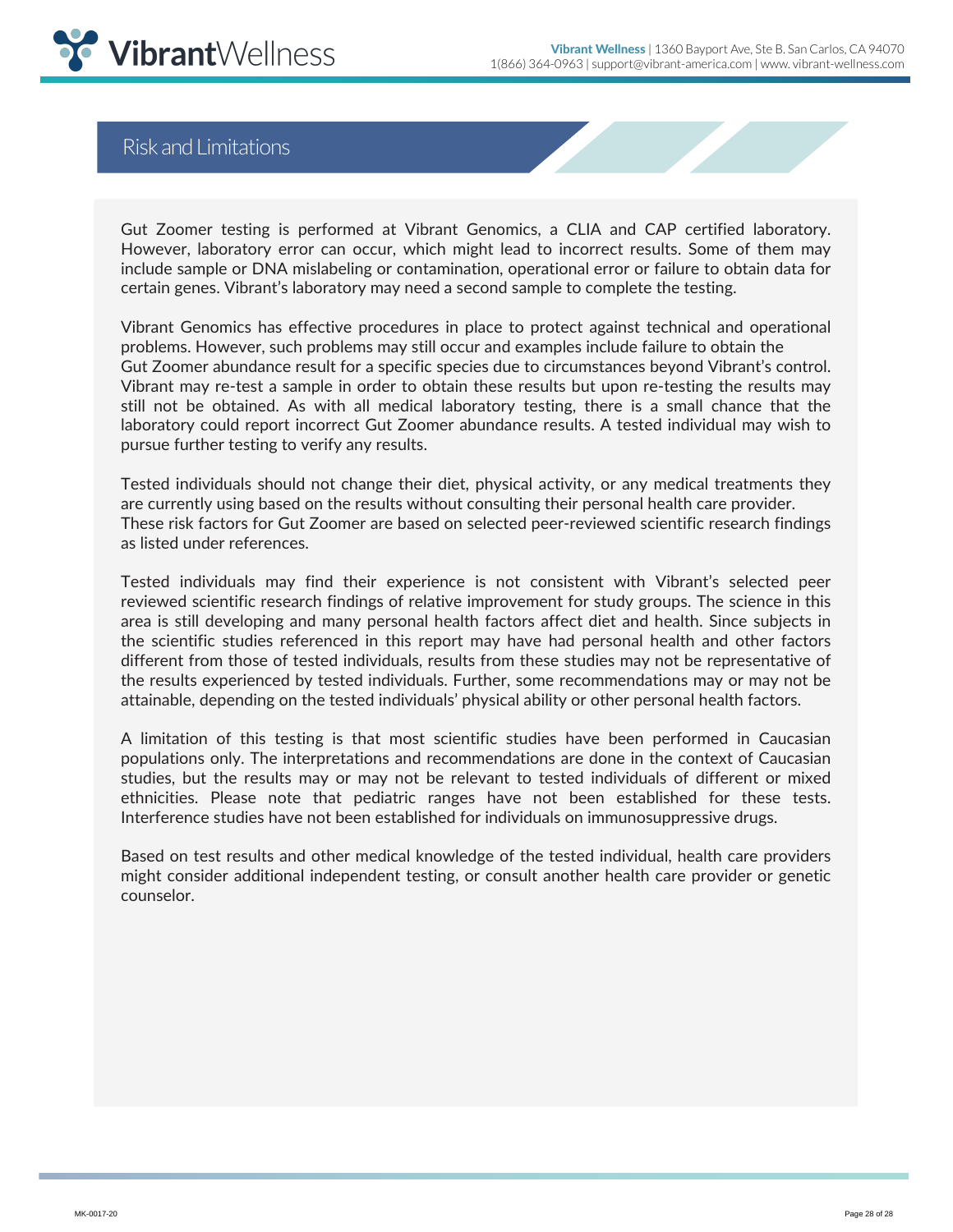## Risk and Limitations

Gut Zoomer testing is performed at Vibrant Genomics, a CLIA and CAP certified laboratory. However, laboratory error can occur, which might lead to incorrect results. Some of them may include sample or DNA mislabeling or contamination, operational error or failure to obtain data for certain genes. Vibrant's laboratory may need a second sample to complete the testing.

Vibrant Genomics has effective procedures in place to protect against technical and operational problems. However, such problems may still occur and examples include failure to obtain the Gut Zoomer abundance result for a specific species due to circumstances beyond Vibrant's control. Vibrant may re-test a sample in order to obtain these results but upon re-testing the results may still not be obtained. As with all medical laboratory testing, there is a small chance that the laboratory could report incorrect Gut Zoomer abundance results. A tested individual may wish to pursue further testing to verify any results.

Tested individuals should not change their diet, physical activity, or any medical treatments they are currently using based on the results without consulting their personal health care provider. These risk factors for Gut Zoomer are based on selected peer-reviewed scientific research findings as listed under references.

Tested individuals may find their experience is not consistent with Vibrant's selected peer reviewed scientific research findings of relative improvement for study groups. The science in this area is still developing and many personal health factors affect diet and health. Since subjects in the scientific studies referenced in this report may have had personal health and other factors different from those of tested individuals, results from these studies may not be representative of the results experienced by tested individuals. Further, some recommendations may or may not be attainable, depending on the tested individuals' physical ability or other personal health factors.

A limitation of this testing is that most scientific studies have been performed in Caucasian populations only. The interpretations and recommendations are done in the context of Caucasian studies, but the results may or may not be relevant to tested individuals of different or mixed ethnicities. Please note that pediatric ranges have not been established for these tests. Interference studies have not been established for individuals on immunosuppressive drugs.

Based on test results and other medical knowledge of the tested individual, health care providers might consider additional independent testing, or consult another health care provider or genetic counselor.